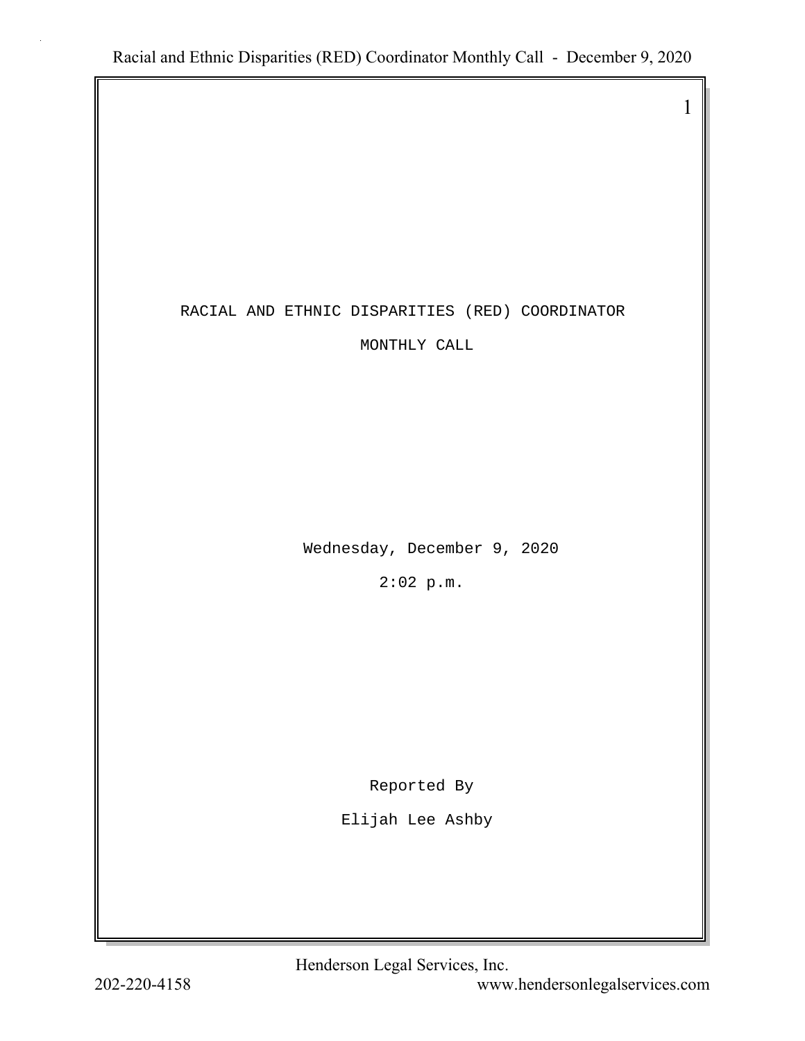# RACIAL AND ETHNIC DISPARITIES (RED) COORDINATOR

## MONTHLY CALL

Wednesday, December 9, 2020

2:02 p.m.

Reported By

Elijah Lee Ashby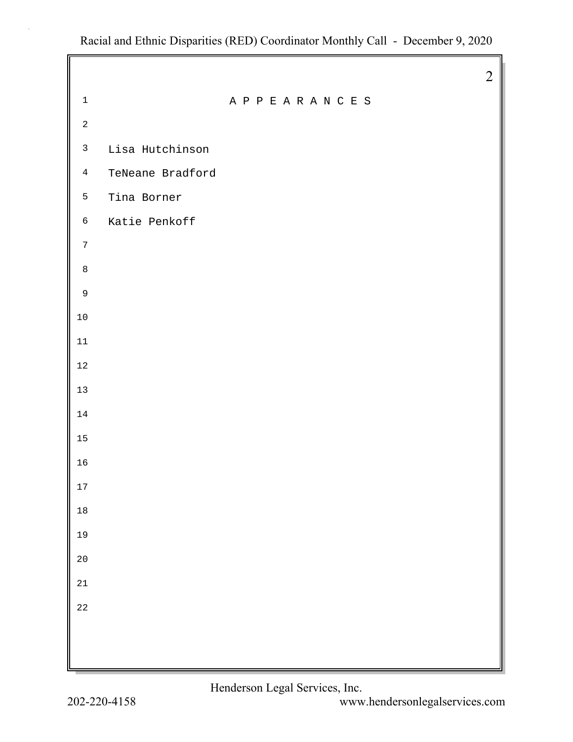# A P P E A R A N C E S

Lisa Hutchinson

TeNeane Bradford

Tina Borner

Katie Penkoff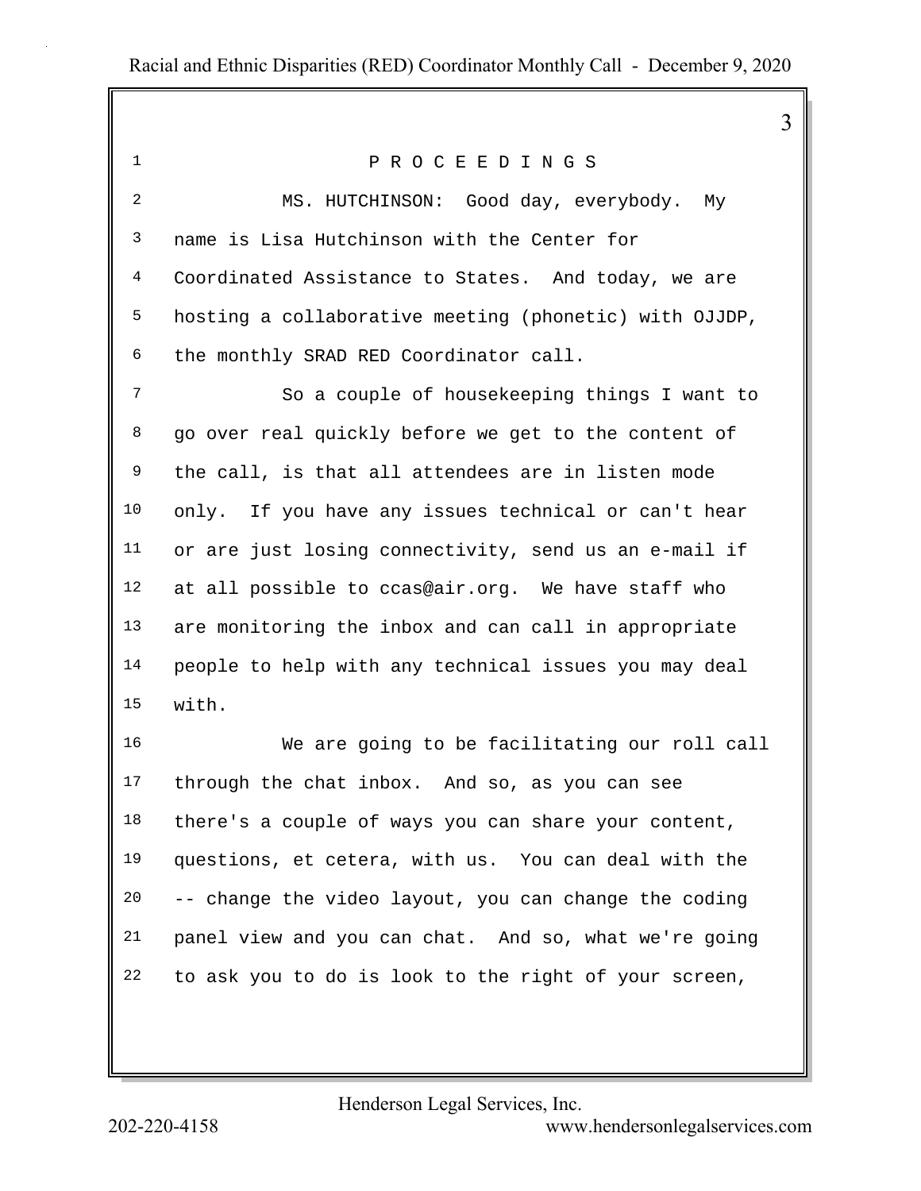P R O C E E D I N G S

MS. HUTCHINSON: Good day, everybody. My name is Lisa Hutchinson with the Center for Coordinated Assistance to States. And today, we are hosting a collaborative meeting (phonetic) with OJJDP, the monthly SRAD RED Coordinator call.

So a couple of housekeeping things I want to go over real quickly before we get to the content of the call, is that all attendees are in listen mode only. If you have any issues technical or can't hear or are just losing connectivity, send us an e-mail if at all possible to ccas@air.org. We have staff who are monitoring the inbox and can call in appropriate people to help with any technical issues you may deal with.

We are going to be facilitating our roll call through the chat inbox. And so, as you can see there's a couple of ways you can share your content, questions, et cetera, with us. You can deal with the -- change the video layout, you can change the coding panel view and you can chat. And so, what we're going to ask you to do is look to the right of your screen,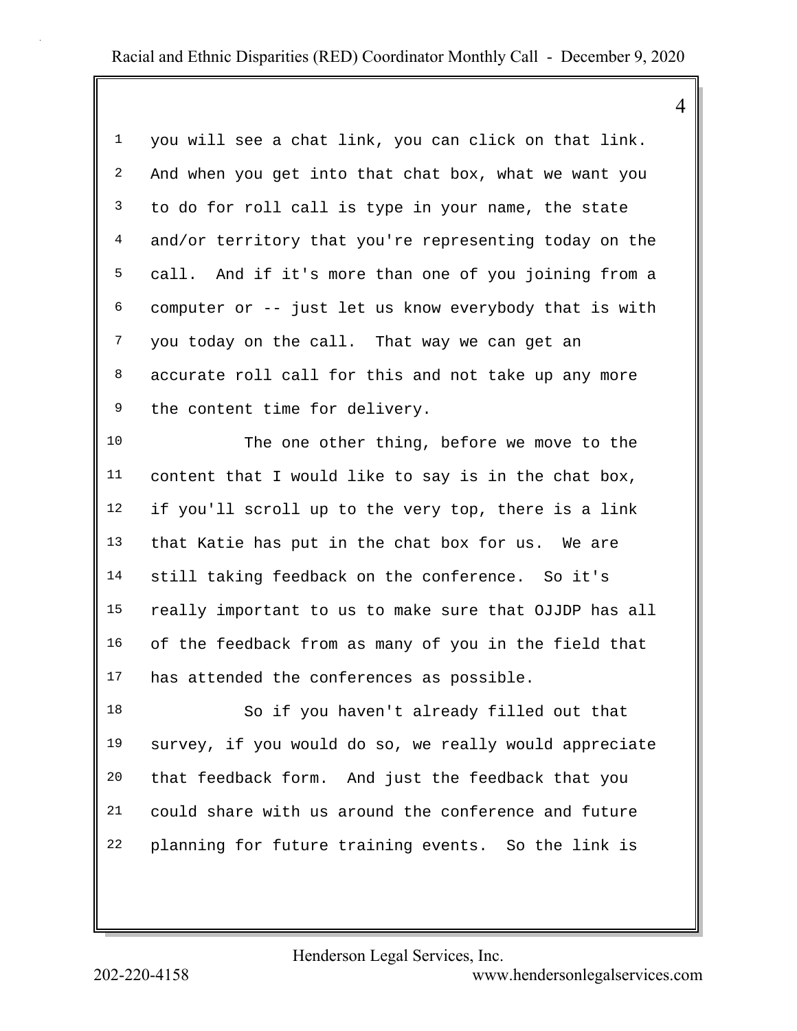you will see a chat link, you can click on that link. And when you get into that chat box, what we want you to do for roll call is type in your name, the state and/or territory that you're representing today on the call. And if it's more than one of you joining from a computer or -- just let us know everybody that is with you today on the call. That way we can get an accurate roll call for this and not take up any more the content time for delivery.

The one other thing, before we move to the content that I would like to say is in the chat box, if you'll scroll up to the very top, there is a link that Katie has put in the chat box for us. We are still taking feedback on the conference. So it's really important to us to make sure that OJJDP has all of the feedback from as many of you in the field that has attended the conferences as possible.

So if you haven't already filled out that survey, if you would do so, we really would appreciate that feedback form. And just the feedback that you could share with us around the conference and future planning for future training events. So the link is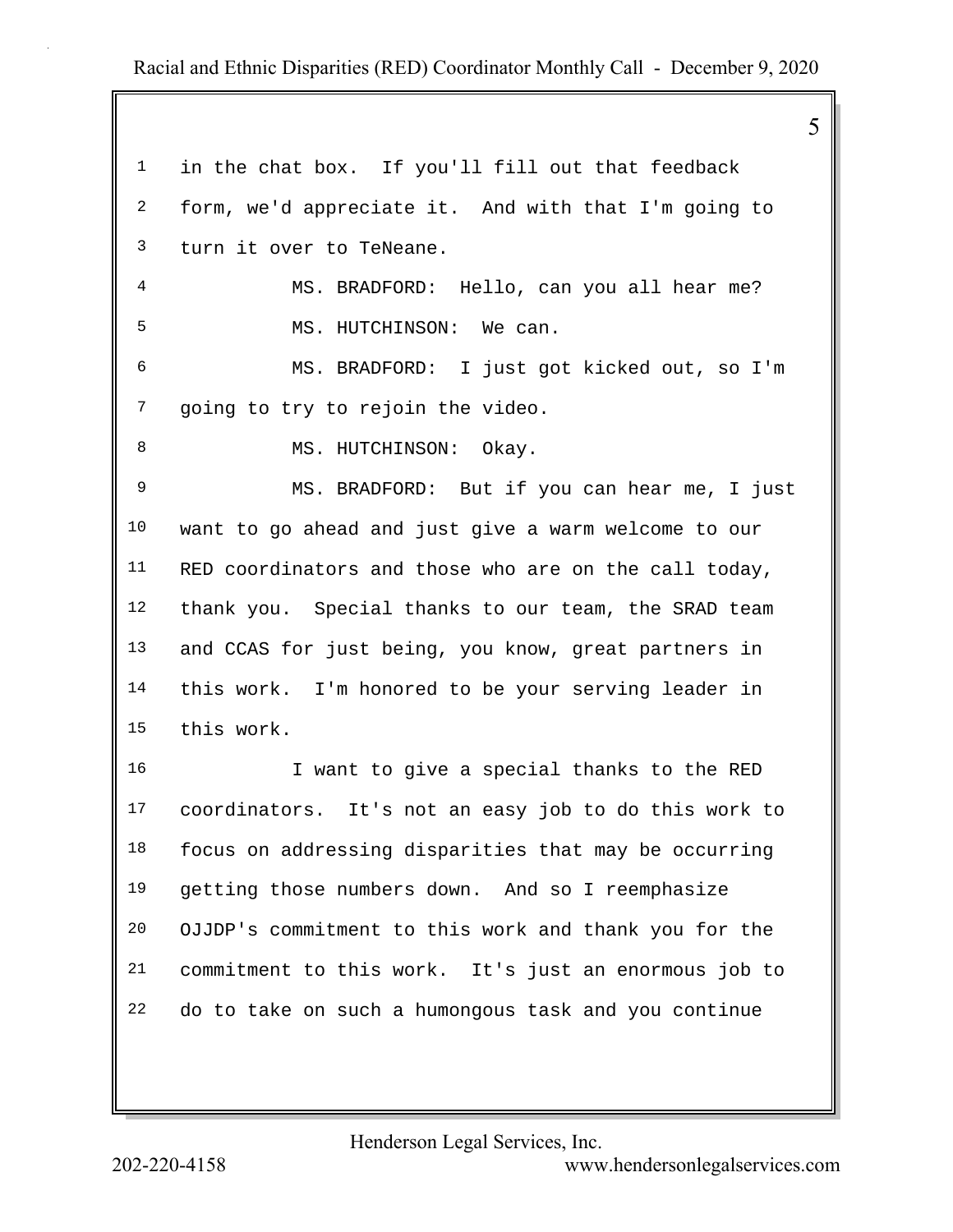in the chat box. If you'll fill out that feedback form, we'd appreciate it. And with that I'm going to turn it over to TeNeane.

MS. BRADFORD: Hello, can you all hear me?

MS. HUTCHINSON: We can.

MS. BRADFORD: I just got kicked out, so I'm going to try to rejoin the video.

MS. HUTCHINSON: Okay.

MS. BRADFORD: But if you can hear me, I just want to go ahead and just give a warm welcome to our RED coordinators and those who are on the call today, thank you. Special thanks to our team, the SRAD team and CCAS for just being, you know, great partners in this work. I'm honored to be your serving leader in this work.

I want to give a special thanks to the RED coordinators. It's not an easy job to do this work to focus on addressing disparities that may be occurring getting those numbers down. And so I reemphasize OJJDP's commitment to this work and thank you for the commitment to this work. It's just an enormous job to do to take on such a humongous task and you continue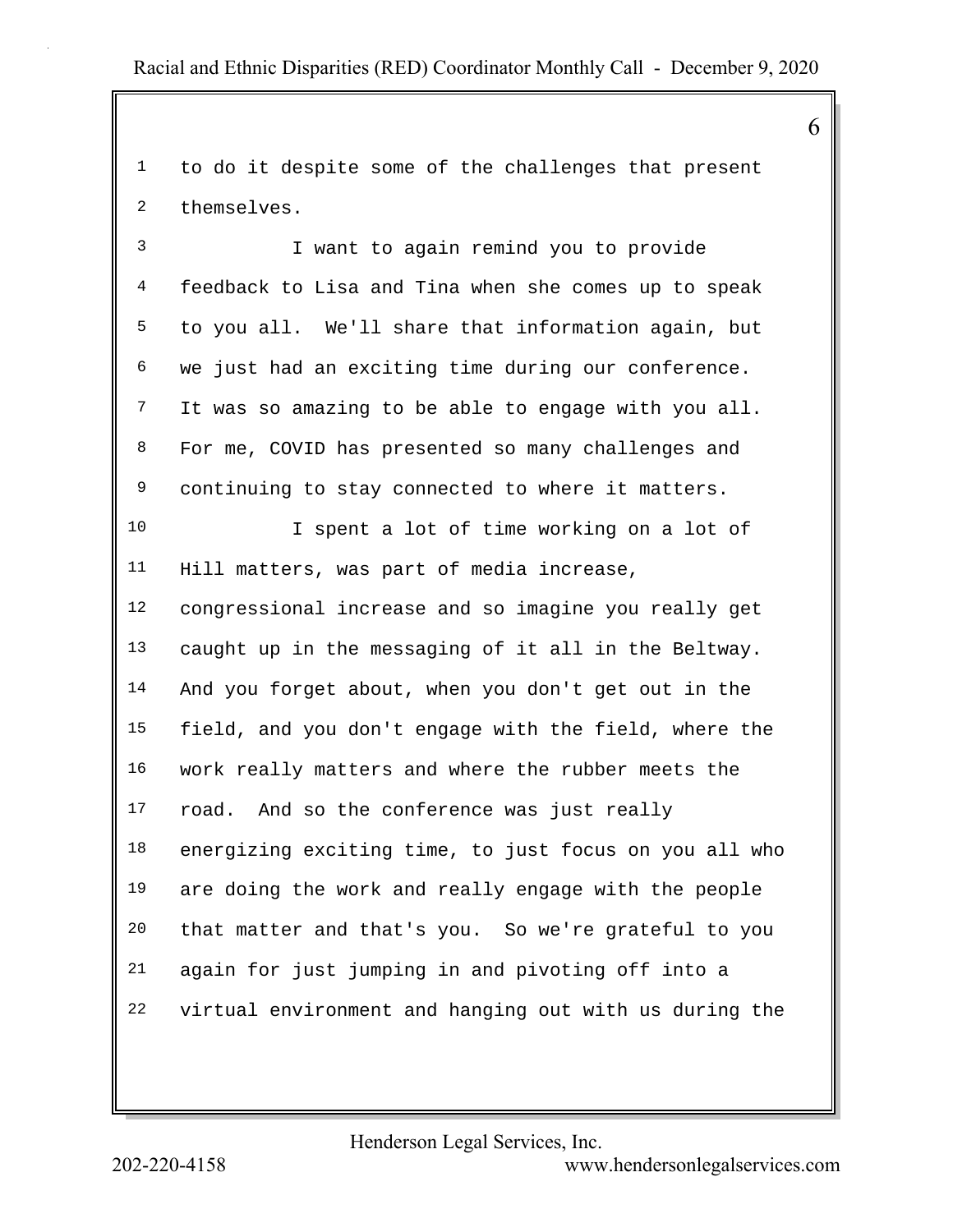to do it despite some of the challenges that present themselves.

I want to again remind you to provide feedback to Lisa and Tina when she comes up to speak to you all. We'll share that information again, but we just had an exciting time during our conference. It was so amazing to be able to engage with you all. For me, COVID has presented so many challenges and continuing to stay connected to where it matters.

I spent a lot of time working on a lot of Hill matters, was part of media increase, congressional increase and so imagine you really get caught up in the messaging of it all in the Beltway. And you forget about, when you don't get out in the field, and you don't engage with the field, where the work really matters and where the rubber meets the road. And so the conference was just really energizing exciting time, to just focus on you all who are doing the work and really engage with the people that matter and that's you. So we're grateful to you again for just jumping in and pivoting off into a virtual environment and hanging out with us during the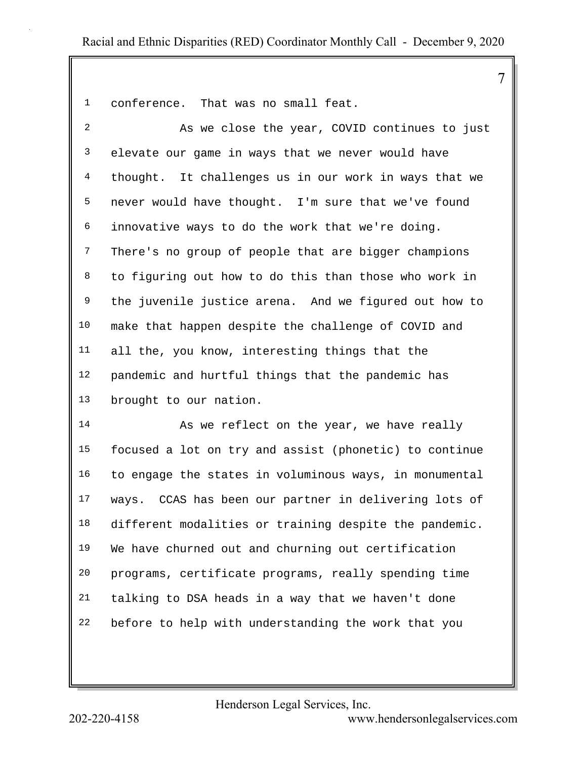conference. That was no small feat.

As we close the year, COVID continues to just elevate our game in ways that we never would have thought. It challenges us in our work in ways that we never would have thought. I'm sure that we've found innovative ways to do the work that we're doing. There's no group of people that are bigger champions to figuring out how to do this than those who work in the juvenile justice arena. And we figured out how to make that happen despite the challenge of COVID and all the, you know, interesting things that the pandemic and hurtful things that the pandemic has brought to our nation.

As we reflect on the year, we have really focused a lot on try and assist (phonetic) to continue to engage the states in voluminous ways, in monumental ways. CCAS has been our partner in delivering lots of different modalities or training despite the pandemic. We have churned out and churning out certification programs, certificate programs, really spending time talking to DSA heads in a way that we haven't done before to help with understanding the work that you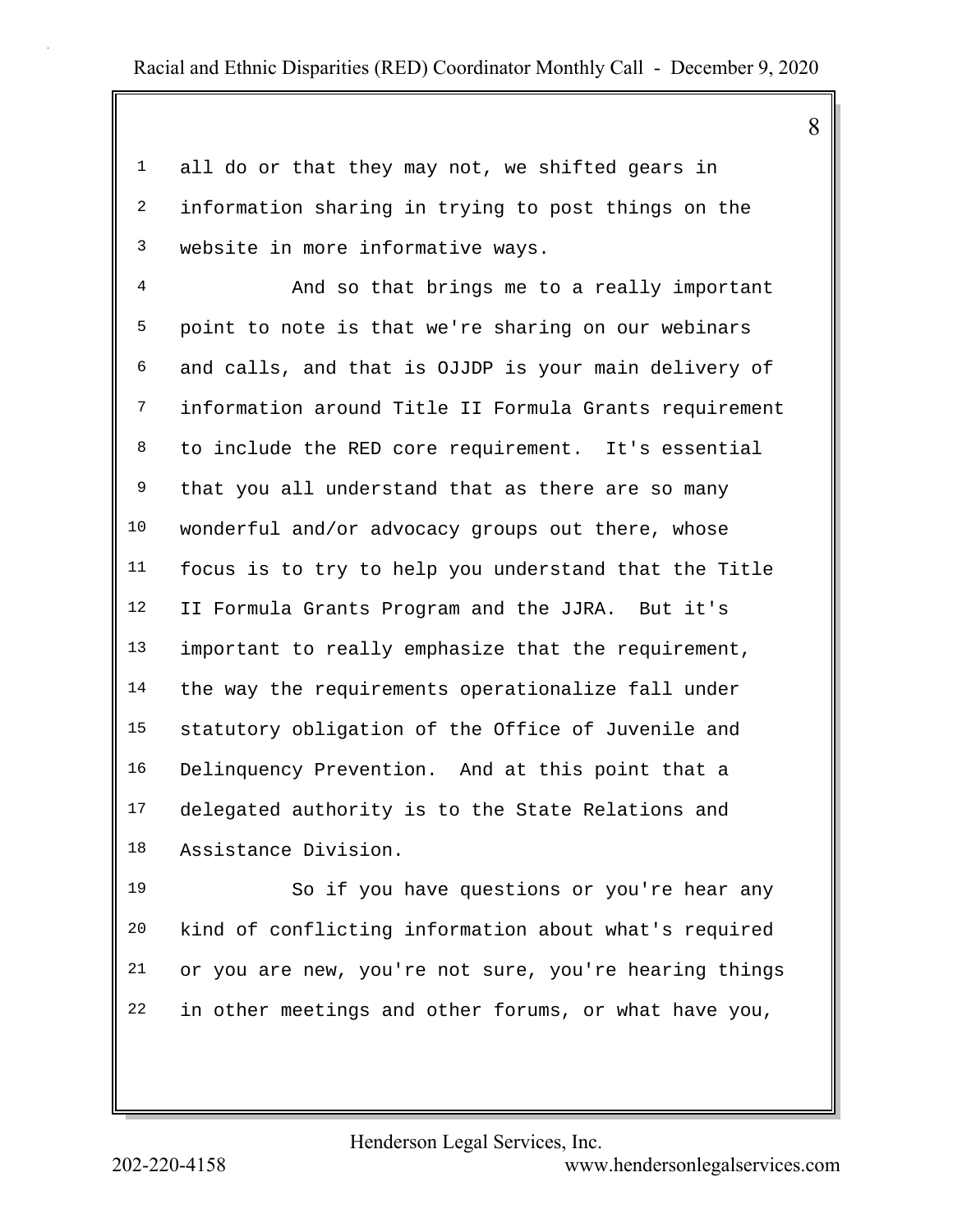all do or that they may not, we shifted gears in information sharing in trying to post things on the website in more informative ways.

And so that brings me to a really important point to note is that we're sharing on our webinars and calls, and that is OJJDP is your main delivery of information around Title II Formula Grants requirement to include the RED core requirement. It's essential that you all understand that as there are so many wonderful and/or advocacy groups out there, whose focus is to try to help you understand that the Title II Formula Grants Program and the JJRA. But it's important to really emphasize that the requirement, the way the requirements operationalize fall under statutory obligation of the Office of Juvenile and Delinquency Prevention. And at this point that a delegated authority is to the State Relations and Assistance Division.

So if you have questions or you're hear any kind of conflicting information about what's required or you are new, you're not sure, you're hearing things in other meetings and other forums, or what have you,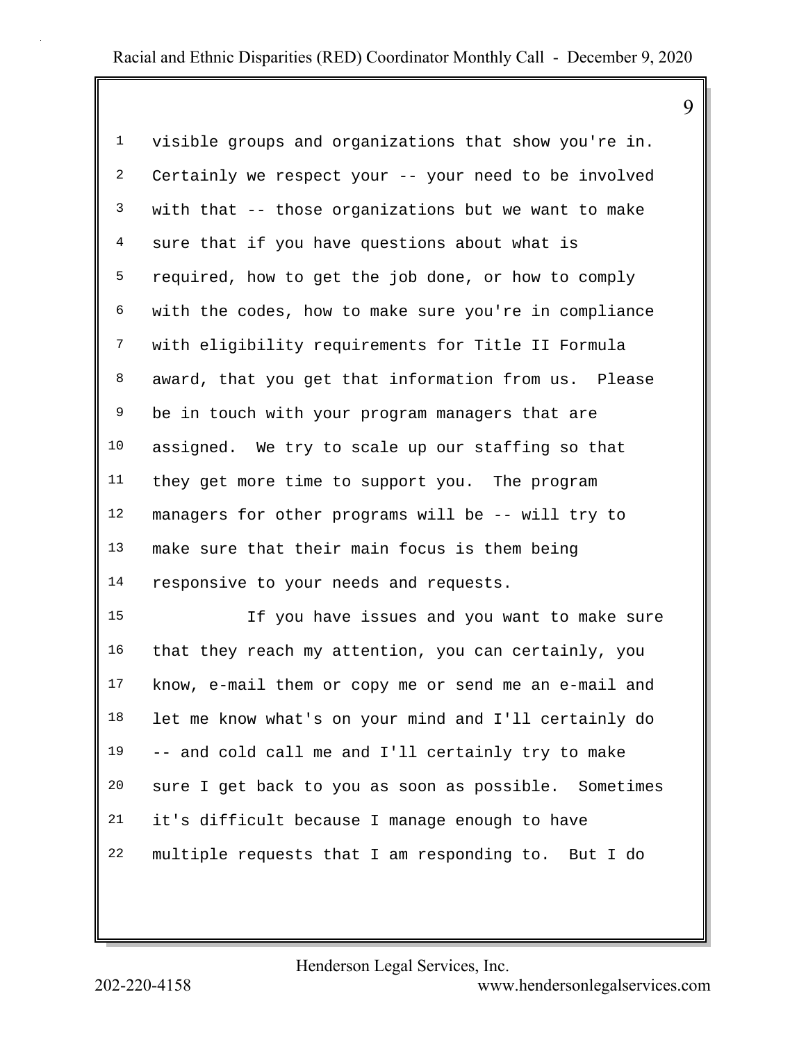visible groups and organizations that show you're in. Certainly we respect your -- your need to be involved with that -- those organizations but we want to make sure that if you have questions about what is required, how to get the job done, or how to comply with the codes, how to make sure you're in compliance with eligibility requirements for Title II Formula award, that you get that information from us. Please be in touch with your program managers that are assigned. We try to scale up our staffing so that they get more time to support you. The program managers for other programs will be -- will try to make sure that their main focus is them being responsive to your needs and requests.

If you have issues and you want to make sure that they reach my attention, you can certainly, you know, e-mail them or copy me or send me an e-mail and let me know what's on your mind and I'll certainly do -- and cold call me and I'll certainly try to make sure I get back to you as soon as possible. Sometimes it's difficult because I manage enough to have multiple requests that I am responding to. But I do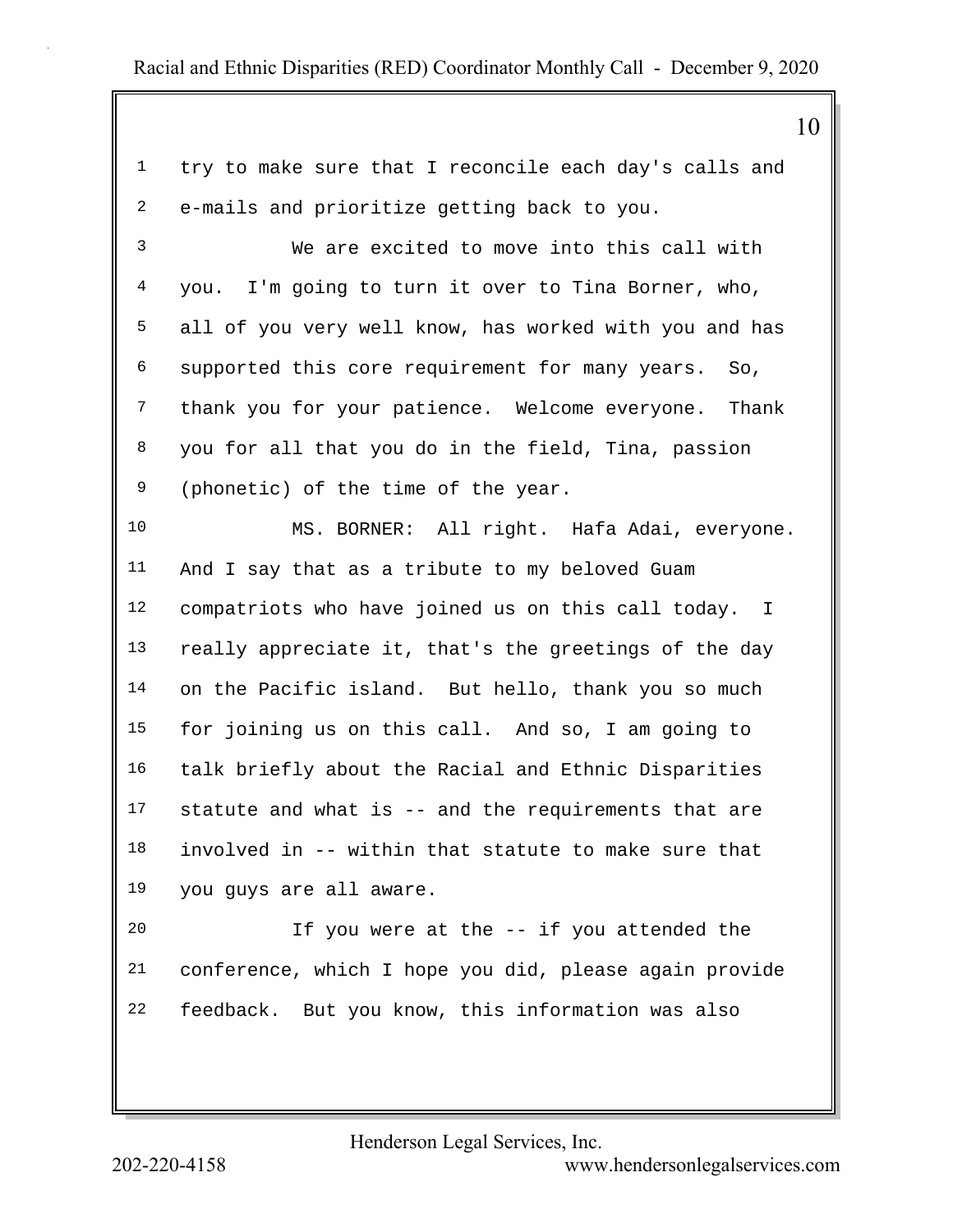try to make sure that I reconcile each day's calls and e-mails and prioritize getting back to you.

We are excited to move into this call with you. I'm going to turn it over to Tina Borner, who, all of you very well know, has worked with you and has supported this core requirement for many years. So, thank you for your patience. Welcome everyone. Thank you for all that you do in the field, Tina, passion (phonetic) of the time of the year.

MS. BORNER: All right. Hafa Adai, everyone. And I say that as a tribute to my beloved Guam compatriots who have joined us on this call today. I really appreciate it, that's the greetings of the day on the Pacific island. But hello, thank you so much for joining us on this call. And so, I am going to talk briefly about the Racial and Ethnic Disparities statute and what is -- and the requirements that are involved in -- within that statute to make sure that you guys are all aware.

If you were at the -- if you attended the conference, which I hope you did, please again provide feedback. But you know, this information was also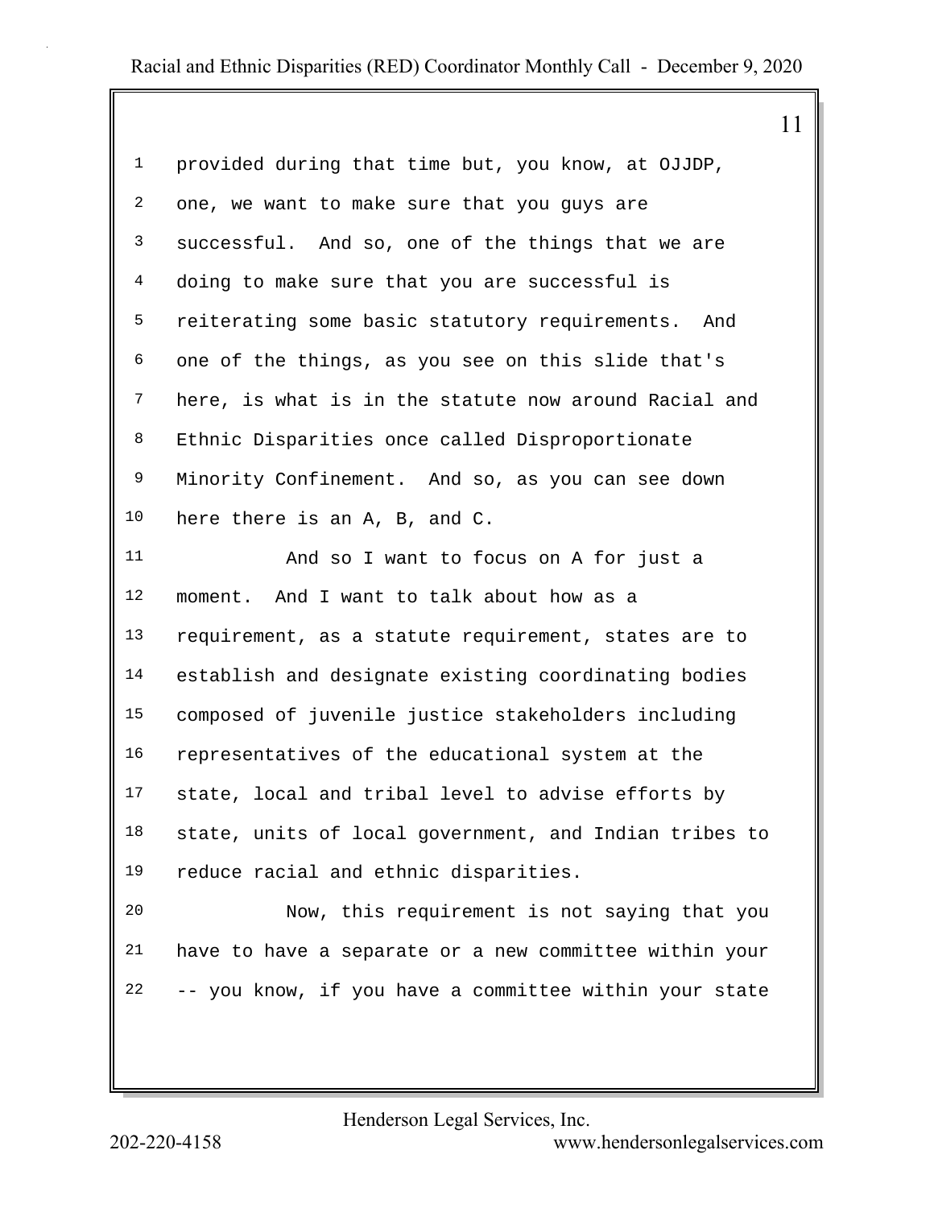provided during that time but, you know, at OJJDP, one, we want to make sure that you guys are successful. And so, one of the things that we are doing to make sure that you are successful is reiterating some basic statutory requirements. And one of the things, as you see on this slide that's here, is what is in the statute now around Racial and Ethnic Disparities once called Disproportionate Minority Confinement. And so, as you can see down here there is an A, B, and C.

And so I want to focus on A for just a moment. And I want to talk about how as a requirement, as a statute requirement, states are to establish and designate existing coordinating bodies composed of juvenile justice stakeholders including representatives of the educational system at the state, local and tribal level to advise efforts by state, units of local government, and Indian tribes to reduce racial and ethnic disparities.

Now, this requirement is not saying that you have to have a separate or a new committee within your -- you know, if you have a committee within your state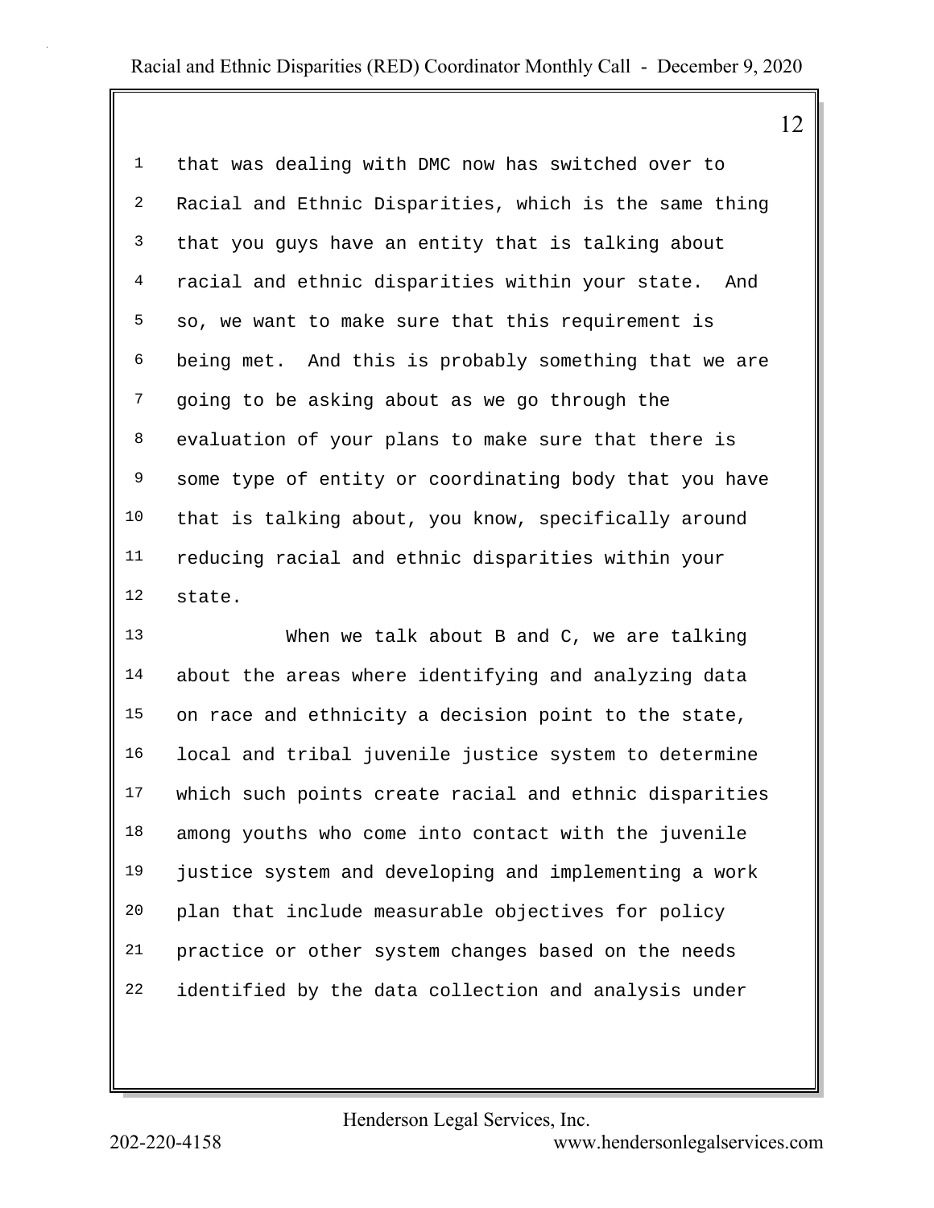that was dealing with DMC now has switched over to Racial and Ethnic Disparities, which is the same thing that you guys have an entity that is talking about racial and ethnic disparities within your state. And so, we want to make sure that this requirement is being met. And this is probably something that we are going to be asking about as we go through the evaluation of your plans to make sure that there is some type of entity or coordinating body that you have that is talking about, you know, specifically around reducing racial and ethnic disparities within your state.

When we talk about B and C, we are talking about the areas where identifying and analyzing data on race and ethnicity a decision point to the state, local and tribal juvenile justice system to determine which such points create racial and ethnic disparities among youths who come into contact with the juvenile justice system and developing and implementing a work plan that include measurable objectives for policy practice or other system changes based on the needs identified by the data collection and analysis under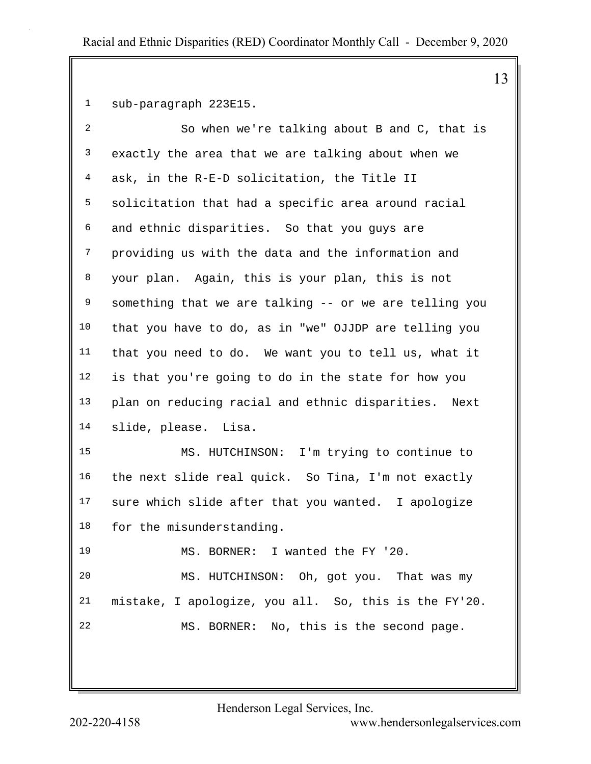sub-paragraph 223E15.

So when we're talking about B and C, that is exactly the area that we are talking about when we ask, in the R-E-D solicitation, the Title II solicitation that had a specific area around racial and ethnic disparities. So that you guys are providing us with the data and the information and your plan. Again, this is your plan, this is not something that we are talking -- or we are telling you that you have to do, as in "we" OJJDP are telling you that you need to do. We want you to tell us, what it is that you're going to do in the state for how you plan on reducing racial and ethnic disparities. Next slide, please. Lisa.

MS. HUTCHINSON: I'm trying to continue to the next slide real quick. So Tina, I'm not exactly sure which slide after that you wanted. I apologize for the misunderstanding.

MS. BORNER: I wanted the FY '20.

MS. HUTCHINSON: Oh, got you. That was my mistake, I apologize, you all. So, this is the FY'20.

MS. BORNER: No, this is the second page.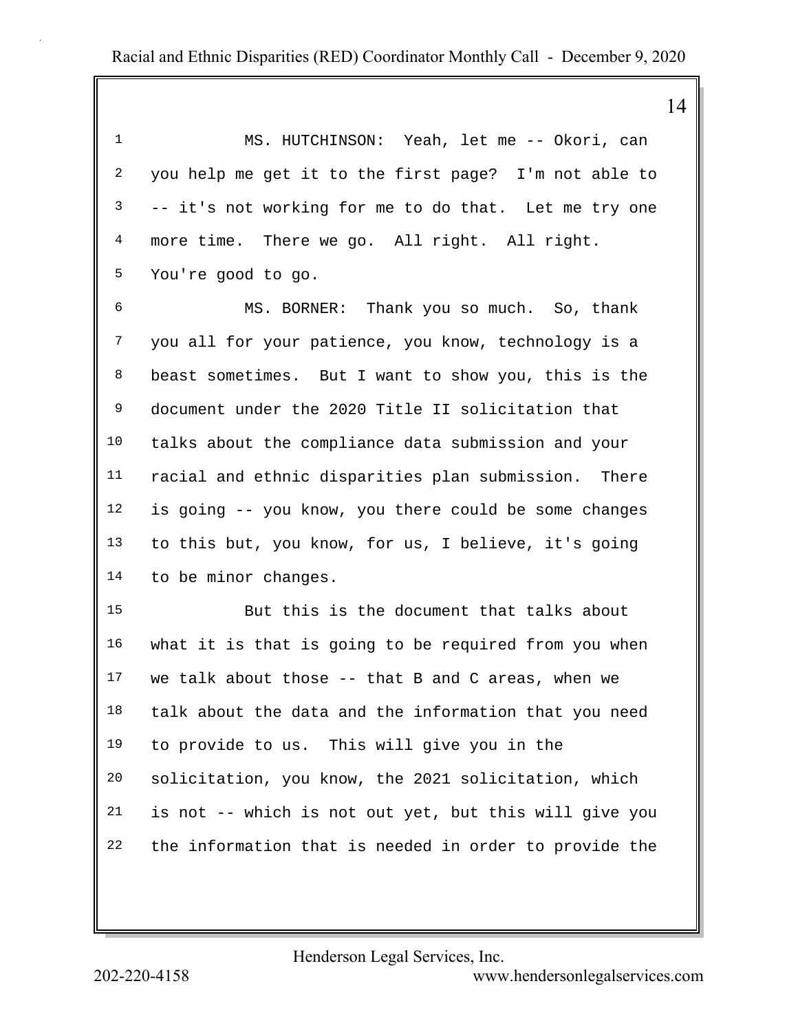MS. HUTCHINSON: Yeah, let me -- Okori, can you help me get it to the first page? I'm not able to -- it's not working for me to do that. Let me try one more time. There we go. All right. All right. You're good to go.

MS. BORNER: Thank you so much. So, thank you all for your patience, you know, technology is a beast sometimes. But I want to show you, this is the document under the 2020 Title II solicitation that talks about the compliance data submission and your racial and ethnic disparities plan submission. There is going -- you know, you there could be some changes to this but, you know, for us, I believe, it's going to be minor changes.

But this is the document that talks about what it is that is going to be required from you when we talk about those -- that B and C areas, when we talk about the data and the information that you need to provide to us. This will give you in the solicitation, you know, the 2021 solicitation, which is not -- which is not out yet, but this will give you the information that is needed in order to provide the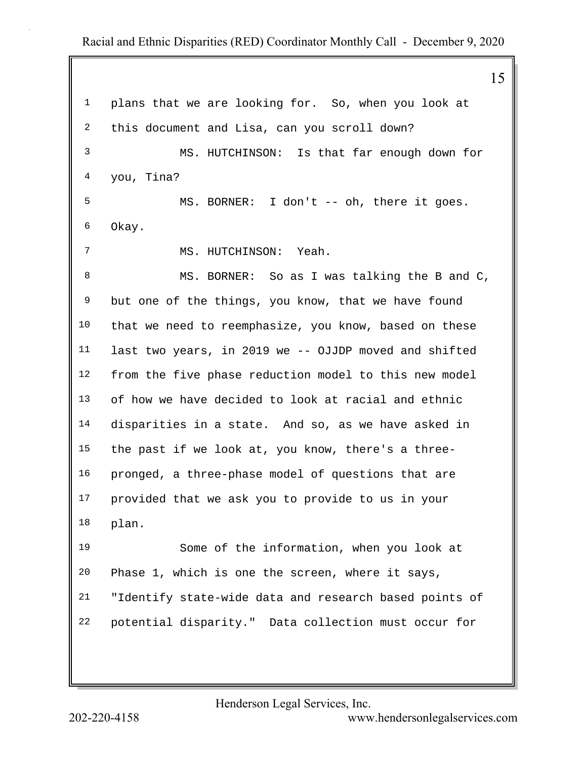plans that we are looking for. So, when you look at this document and Lisa, can you scroll down?

MS. HUTCHINSON: Is that far enough down for you, Tina?

MS. BORNER: I don't -- oh, there it goes. Okay.

MS. HUTCHINSON: Yeah.

MS. BORNER: So as I was talking the B and C, but one of the things, you know, that we have found that we need to reemphasize, you know, based on these last two years, in 2019 we -- OJJDP moved and shifted from the five phase reduction model to this new model of how we have decided to look at racial and ethnic disparities in a state. And so, as we have asked in the past if we look at, you know, there's a three-pronged, a three-phase model of questions that are provided that we ask you to provide to us in your plan.

Some of the information, when you look at Phase 1, which is one the screen, where it says, "Identify state-wide data and research based points of potential disparity." Data collection must occur for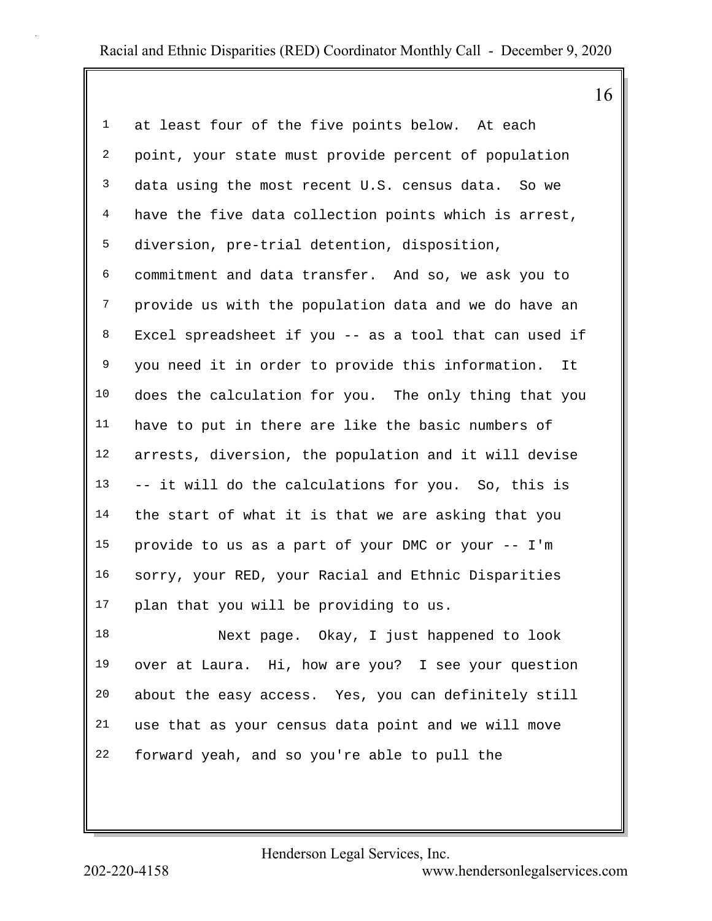at least four of the five points below. At each point, your state must provide percent of population data using the most recent U.S. census data. So we have the five data collection points which is arrest, diversion, pre-trial detention, disposition, commitment and data transfer. And so, we ask you to provide us with the population data and we do have an Excel spreadsheet if you -- as a tool that can used if you need it in order to provide this information. It does the calculation for you. The only thing that you have to put in there are like the basic numbers of arrests, diversion, the population and it will devise -- it will do the calculations for you. So, this is the start of what it is that we are asking that you provide to us as a part of your DMC or your -- I'm sorry, your RED, your Racial and Ethnic Disparities plan that you will be providing to us.

Next page. Okay, I just happened to look over at Laura. Hi, how are you? I see your question about the easy access. Yes, you can definitely still use that as your census data point and we will move forward yeah, and so you're able to pull the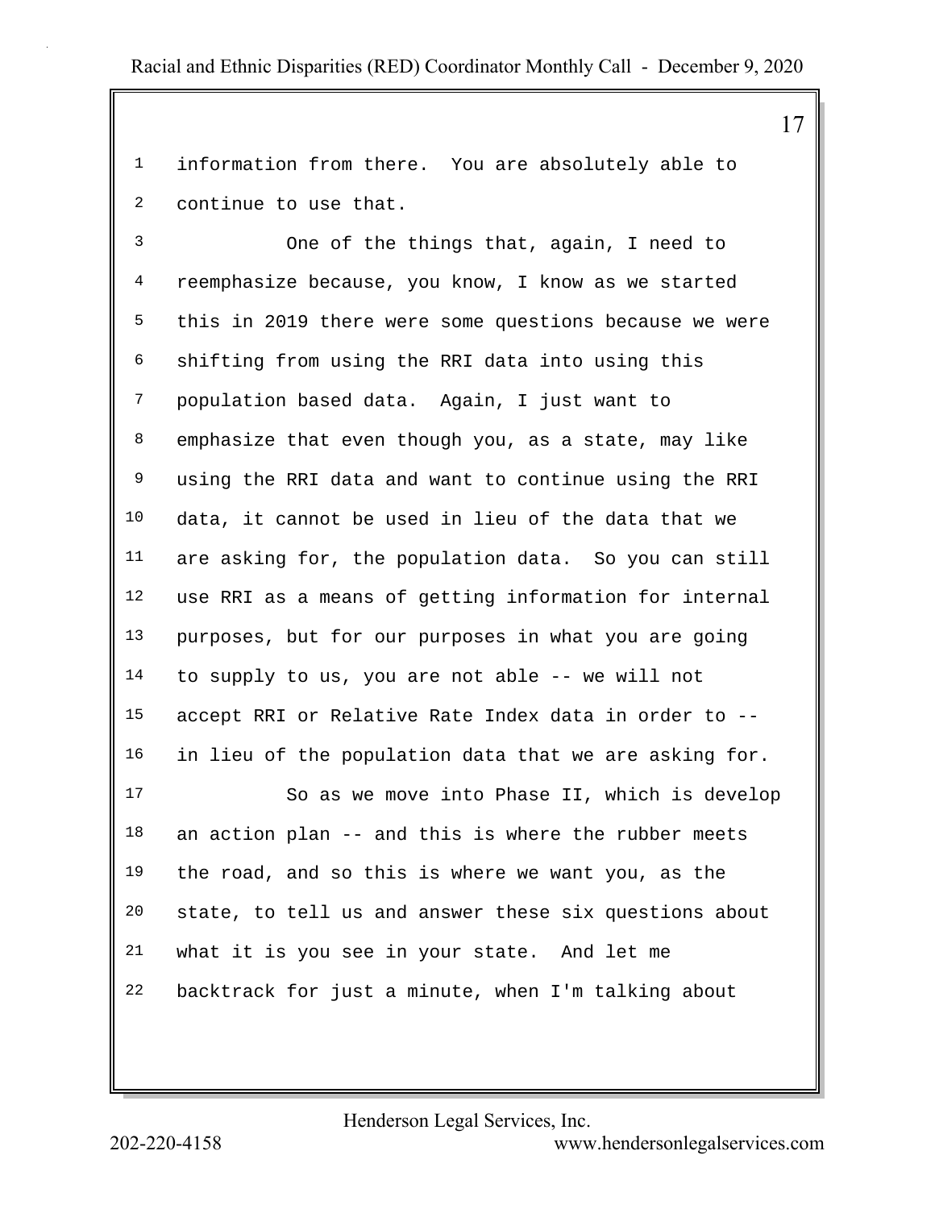information from there. You are absolutely able to continue to use that.

One of the things that, again, I need to reemphasize because, you know, I know as we started this in 2019 there were some questions because we were shifting from using the RRI data into using this population based data. Again, I just want to emphasize that even though you, as a state, may like using the RRI data and want to continue using the RRI data, it cannot be used in lieu of the data that we are asking for, the population data. So you can still use RRI as a means of getting information for internal purposes, but for our purposes in what you are going to supply to us, you are not able -- we will not accept RRI or Relative Rate Index data in order to -- in lieu of the population data that we are asking for.

So as we move into Phase II, which is develop an action plan -- and this is where the rubber meets the road, and so this is where we want you, as the state, to tell us and answer these six questions about what it is you see in your state. And let me backtrack for just a minute, when I'm talking about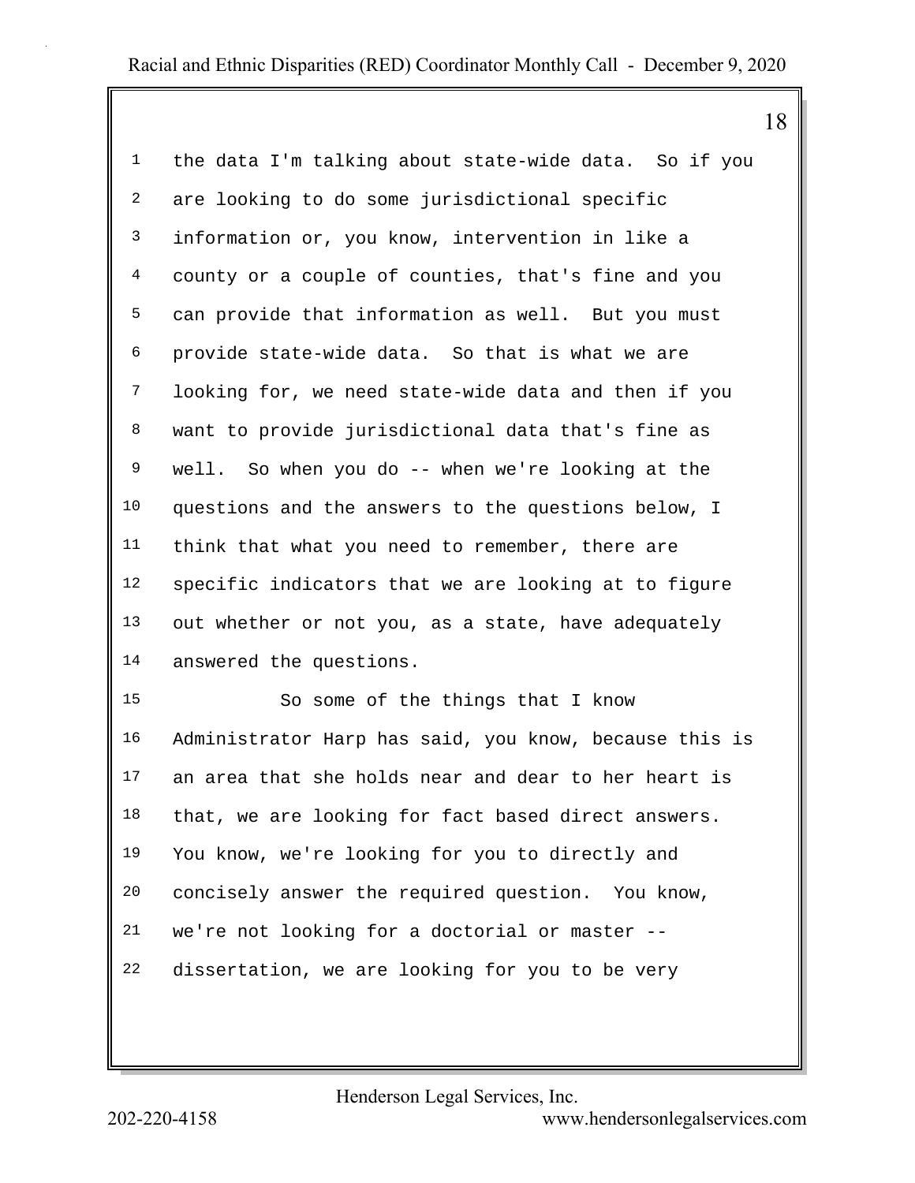the data I'm talking about state-wide data. So if you are looking to do some jurisdictional specific information or, you know, intervention in like a county or a couple of counties, that's fine and you can provide that information as well. But you must provide state-wide data. So that is what we are looking for, we need state-wide data and then if you want to provide jurisdictional data that's fine as well. So when you do -- when we're looking at the questions and the answers to the questions below, I think that what you need to remember, there are specific indicators that we are looking at to figure out whether or not you, as a state, have adequately answered the questions.

So some of the things that I know Administrator Harp has said, you know, because this is an area that she holds near and dear to her heart is that, we are looking for fact based direct answers. You know, we're looking for you to directly and concisely answer the required question. You know, we're not looking for a doctorial or master -- dissertation, we are looking for you to be very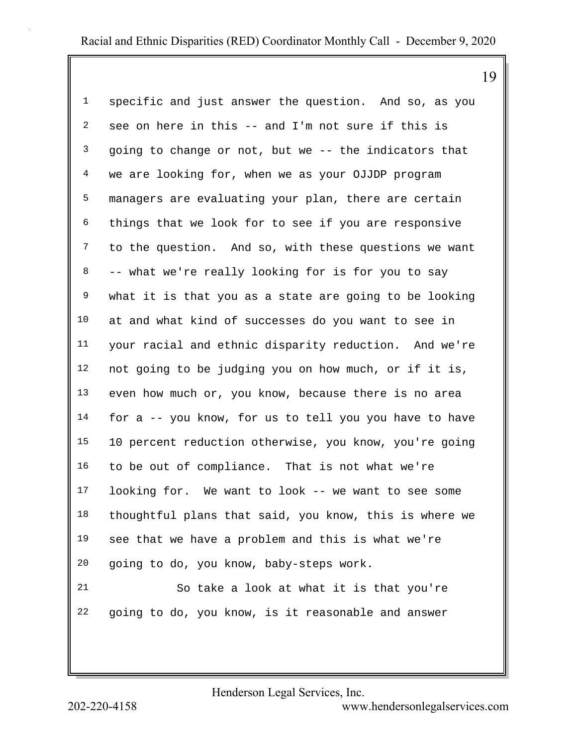specific and just answer the question. And so, as you see on here in this -- and I'm not sure if this is going to change or not, but we -- the indicators that we are looking for, when we as your OJJDP program managers are evaluating your plan, there are certain things that we look for to see if you are responsive to the question. And so, with these questions we want -- what we're really looking for is for you to say what it is that you as a state are going to be looking at and what kind of successes do you want to see in your racial and ethnic disparity reduction. And we're not going to be judging you on how much, or if it is, even how much or, you know, because there is no area for a -- you know, for us to tell you you have to have 10 percent reduction otherwise, you know, you're going to be out of compliance. That is not what we're looking for. We want to look -- we want to see some thoughtful plans that said, you know, this is where we see that we have a problem and this is what we're going to do, you know, baby-steps work.

So take a look at what it is that you're going to do, you know, is it reasonable and answer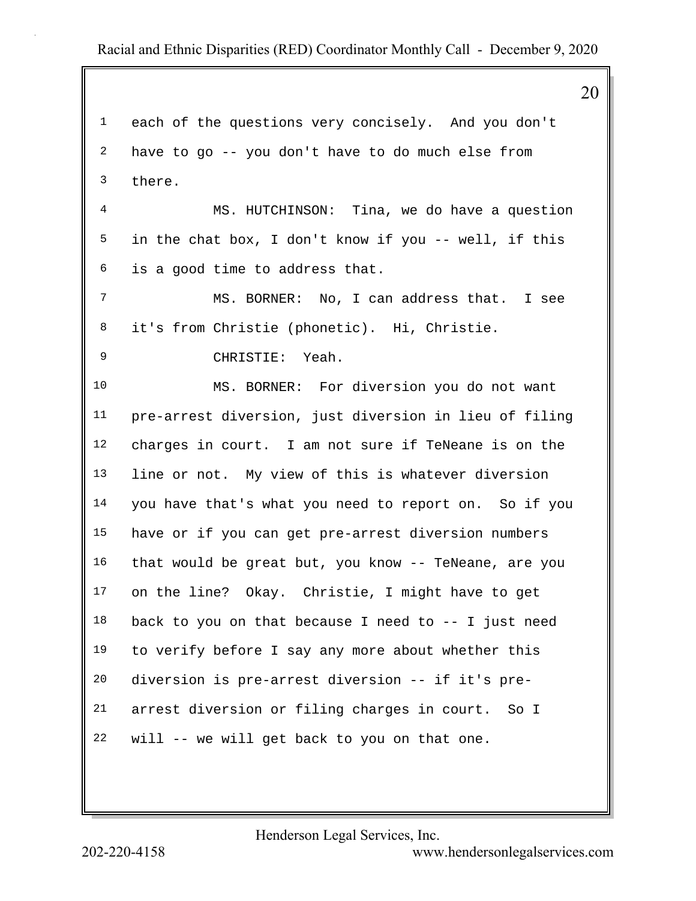each of the questions very concisely. And you don't have to go -- you don't have to do much else from there.

MS. HUTCHINSON: Tina, we do have a question in the chat box, I don't know if you -- well, if this is a good time to address that.

MS. BORNER: No, I can address that. I see it's from Christie (phonetic). Hi, Christie.

CHRISTIE: Yeah.

MS. BORNER: For diversion you do not want pre-arrest diversion, just diversion in lieu of filing charges in court. I am not sure if TeNeane is on the line or not. My view of this is whatever diversion you have that's what you need to report on. So if you have or if you can get pre-arrest diversion numbers that would be great but, you know -- TeNeane, are you on the line? Okay. Christie, I might have to get back to you on that because I need to -- I just need to verify before I say any more about whether this diversion is pre-arrest diversion -- if it's pre-arrest diversion or filing charges in court. So I will -- we will get back to you on that one.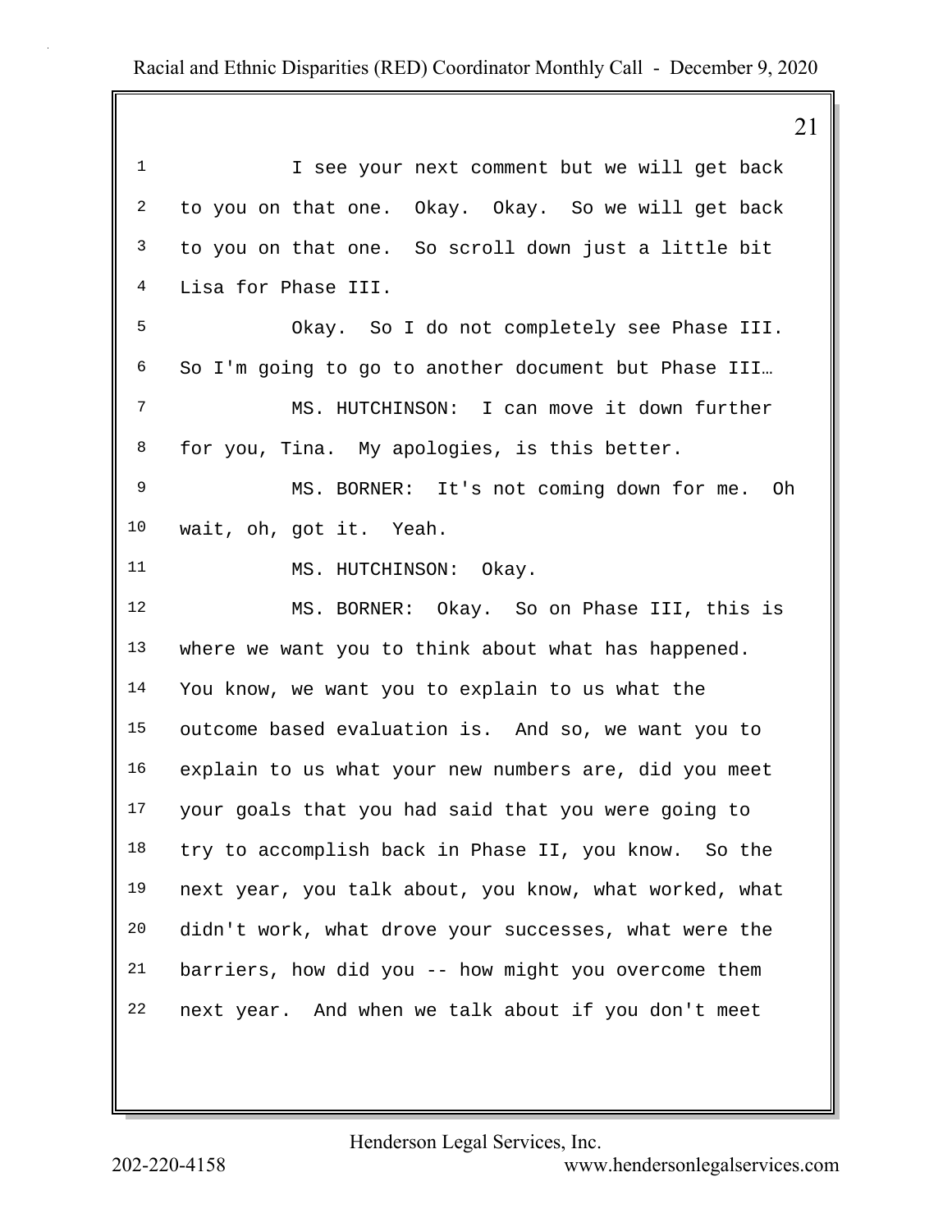I see your next comment but we will get back to you on that one. Okay. Okay. So we will get back to you on that one. So scroll down just a little bit Lisa for Phase III.

Okay. So I do not completely see Phase III. So I'm going to go to another document but Phase III…

MS. HUTCHINSON: I can move it down further for you, Tina. My apologies, is this better.

MS. BORNER: It's not coming down for me. Oh wait, oh, got it. Yeah.

MS. HUTCHINSON: Okay.

MS. BORNER: Okay. So on Phase III, this is where we want you to think about what has happened. You know, we want you to explain to us what the outcome based evaluation is. And so, we want you to explain to us what your new numbers are, did you meet your goals that you had said that you were going to try to accomplish back in Phase II, you know. So the next year, you talk about, you know, what worked, what didn't work, what drove your successes, what were the barriers, how did you -- how might you overcome them next year. And when we talk about if you don't meet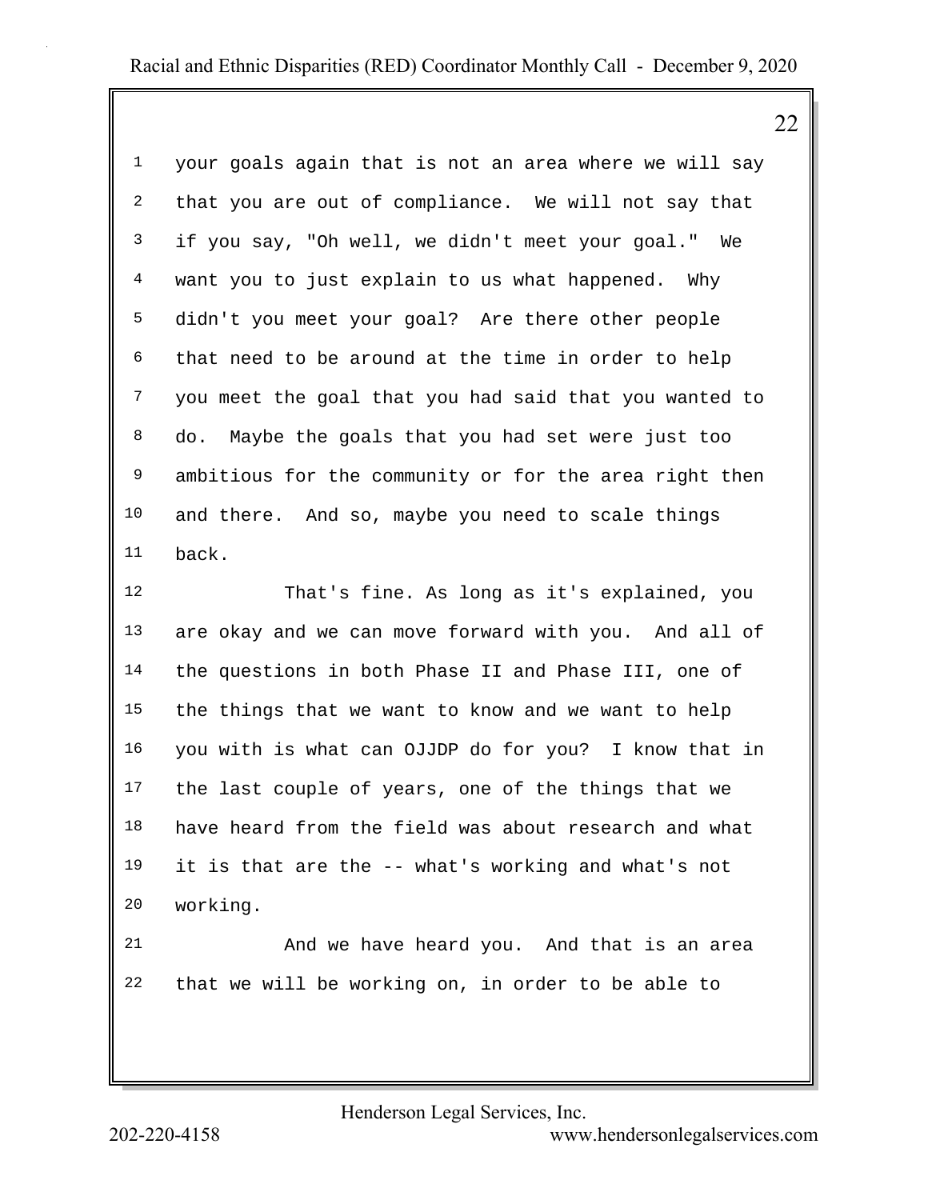your goals again that is not an area where we will say that you are out of compliance. We will not say that if you say, "Oh well, we didn't meet your goal." We want you to just explain to us what happened. Why didn't you meet your goal? Are there other people that need to be around at the time in order to help you meet the goal that you had said that you wanted to do. Maybe the goals that you had set were just too ambitious for the community or for the area right then and there. And so, maybe you need to scale things back.

That's fine. As long as it's explained, you are okay and we can move forward with you. And all of the questions in both Phase II and Phase III, one of the things that we want to know and we want to help you with is what can OJJDP do for you? I know that in the last couple of years, one of the things that we have heard from the field was about research and what it is that are the -- what's working and what's not working.

And we have heard you. And that is an area that we will be working on, in order to be able to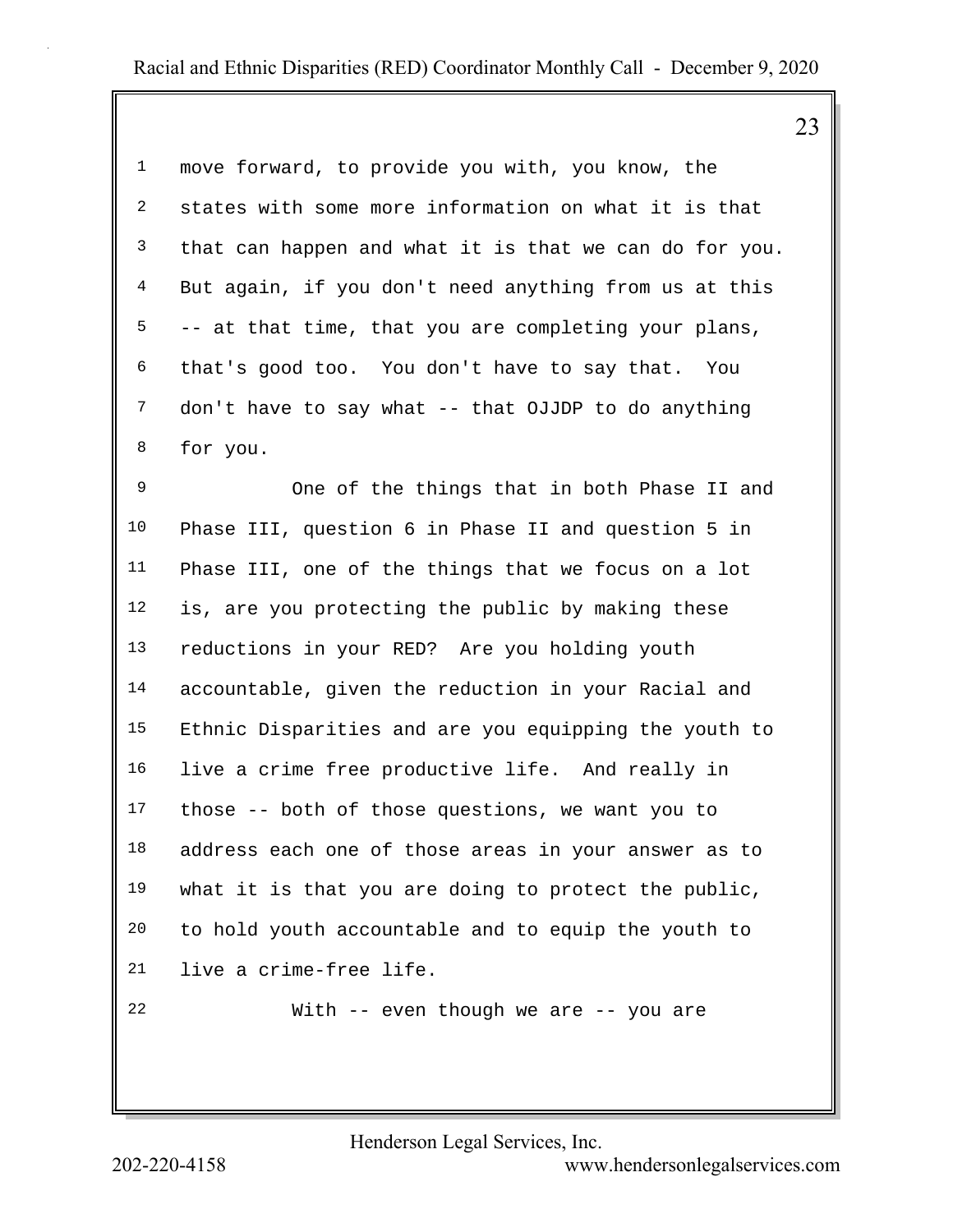move forward, to provide you with, you know, the states with some more information on what it is that that can happen and what it is that we can do for you. But again, if you don't need anything from us at this -- at that time, that you are completing your plans, that's good too. You don't have to say that. You don't have to say what -- that OJJDP to do anything for you.

One of the things that in both Phase II and Phase III, question 6 in Phase II and question 5 in Phase III, one of the things that we focus on a lot is, are you protecting the public by making these reductions in your RED? Are you holding youth accountable, given the reduction in your Racial and Ethnic Disparities and are you equipping the youth to live a crime free productive life. And really in those -- both of those questions, we want you to address each one of those areas in your answer as to what it is that you are doing to protect the public, to hold youth accountable and to equip the youth to live a crime-free life.

With -- even though we are -- you are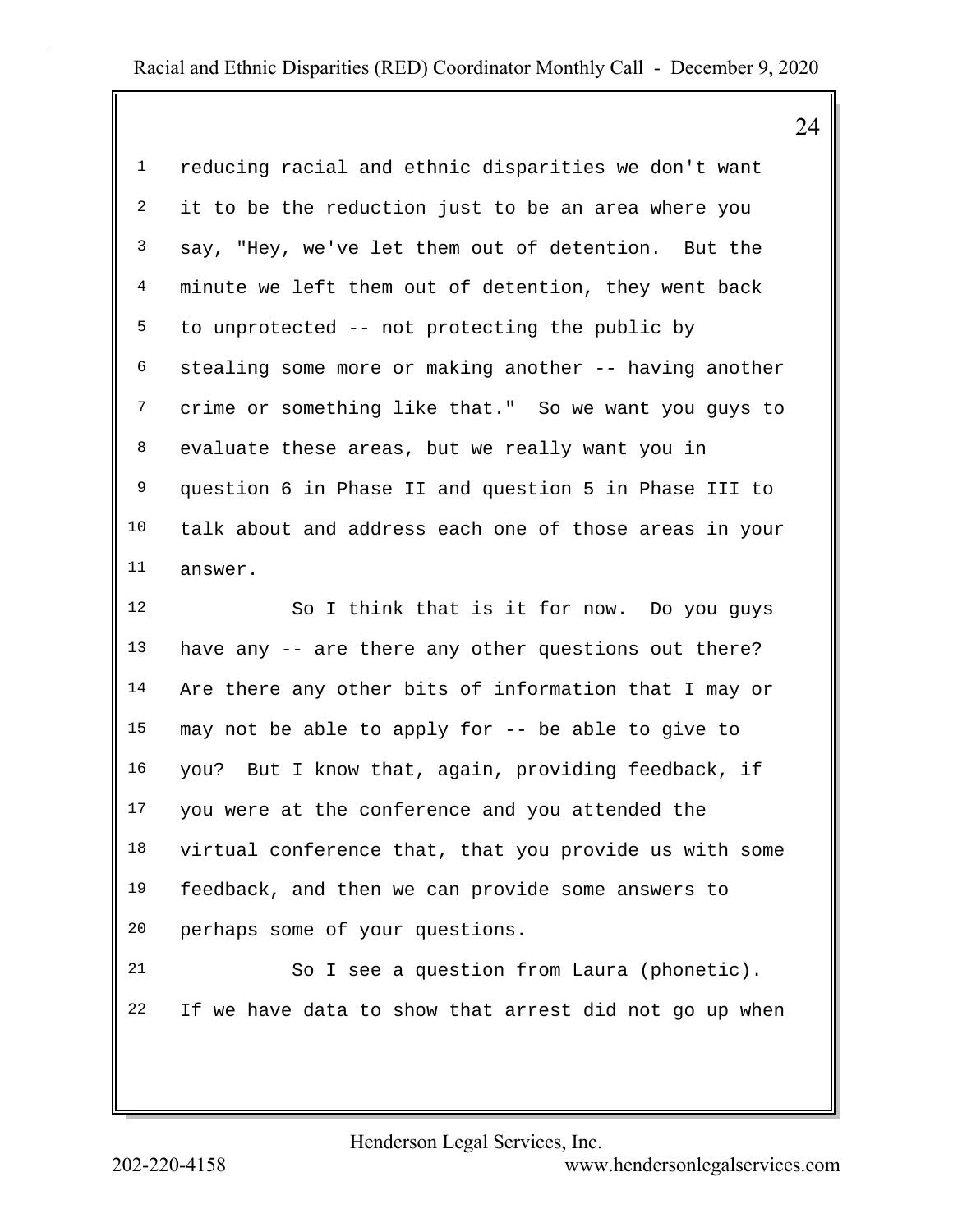reducing racial and ethnic disparities we don't want it to be the reduction just to be an area where you say, "Hey, we've let them out of detention. But the minute we left them out of detention, they went back to unprotected -- not protecting the public by stealing some more or making another -- having another crime or something like that." So we want you guys to evaluate these areas, but we really want you in question 6 in Phase II and question 5 in Phase III to talk about and address each one of those areas in your answer.

So I think that is it for now. Do you guys have any -- are there any other questions out there? Are there any other bits of information that I may or may not be able to apply for -- be able to give to you? But I know that, again, providing feedback, if you were at the conference and you attended the virtual conference that, that you provide us with some feedback, and then we can provide some answers to perhaps some of your questions.

So I see a question from Laura (phonetic). If we have data to show that arrest did not go up when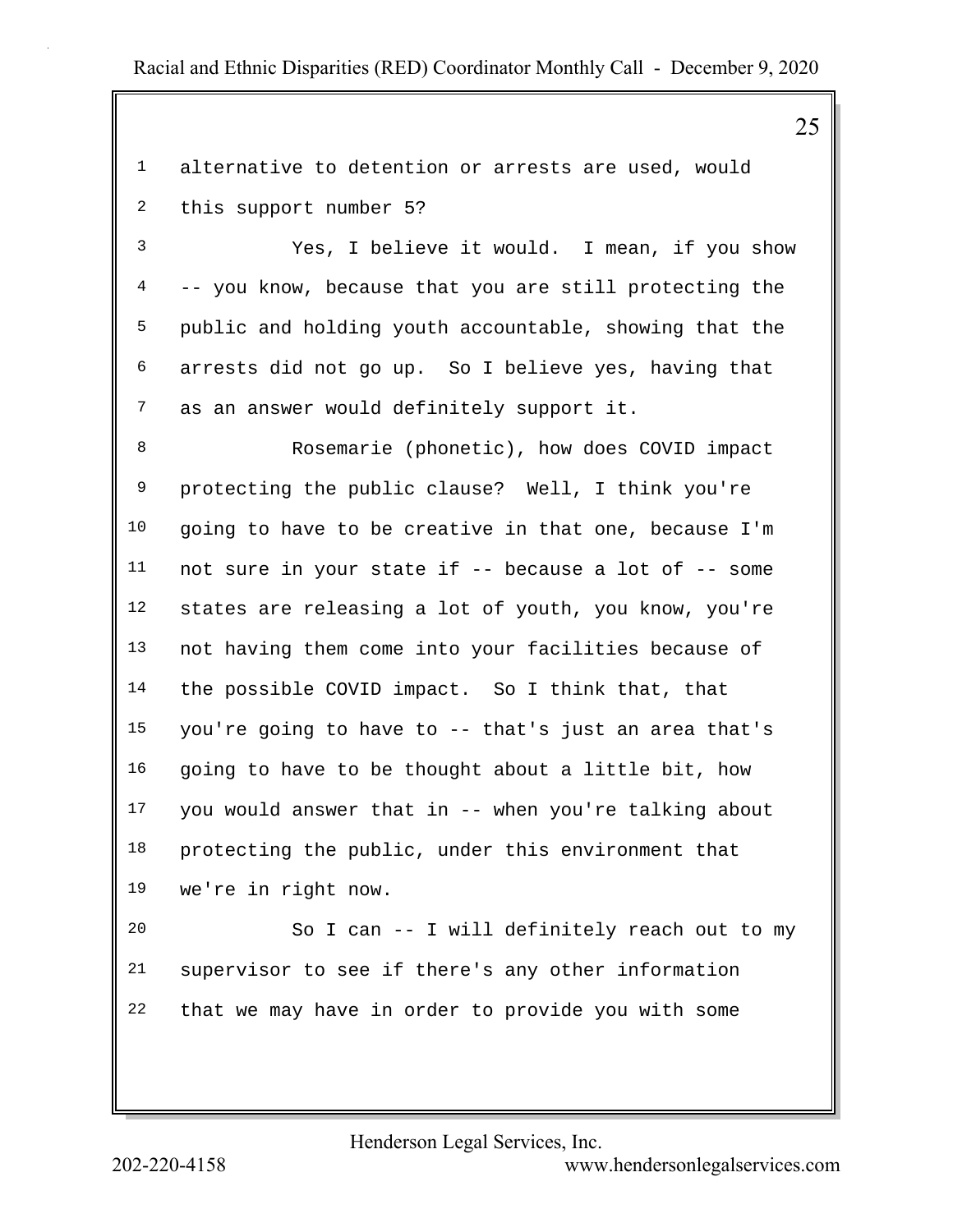alternative to detention or arrests are used, would this support number 5?

Yes, I believe it would. I mean, if you show -- you know, because that you are still protecting the public and holding youth accountable, showing that the arrests did not go up. So I believe yes, having that as an answer would definitely support it.

Rosemarie (phonetic), how does COVID impact protecting the public clause? Well, I think you're going to have to be creative in that one, because I'm not sure in your state if -- because a lot of -- some states are releasing a lot of youth, you know, you're not having them come into your facilities because of the possible COVID impact. So I think that, that you're going to have to -- that's just an area that's going to have to be thought about a little bit, how you would answer that in -- when you're talking about protecting the public, under this environment that we're in right now.

So I can -- I will definitely reach out to my supervisor to see if there's any other information that we may have in order to provide you with some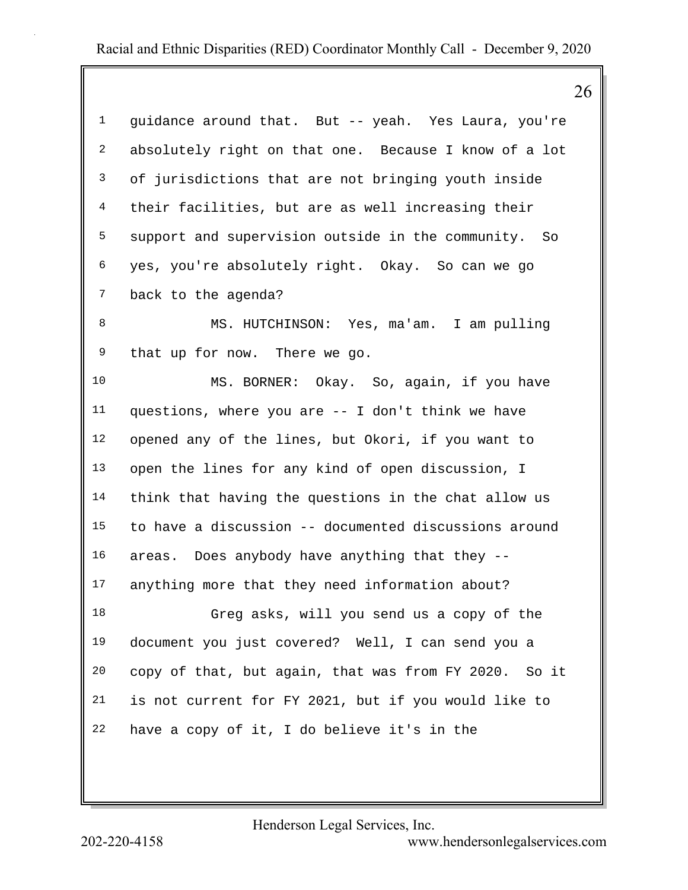guidance around that. But -- yeah. Yes Laura, you're absolutely right on that one. Because I know of a lot of jurisdictions that are not bringing youth inside their facilities, but are as well increasing their support and supervision outside in the community. So yes, you're absolutely right. Okay. So can we go back to the agenda?

MS. HUTCHINSON: Yes, ma'am. I am pulling that up for now. There we go.

MS. BORNER: Okay. So, again, if you have questions, where you are -- I don't think we have opened any of the lines, but Okori, if you want to open the lines for any kind of open discussion, I think that having the questions in the chat allow us to have a discussion -- documented discussions around areas. Does anybody have anything that they -- anything more that they need information about?

Greg asks, will you send us a copy of the document you just covered? Well, I can send you a copy of that, but again, that was from FY 2020. So it is not current for FY 2021, but if you would like to have a copy of it, I do believe it's in the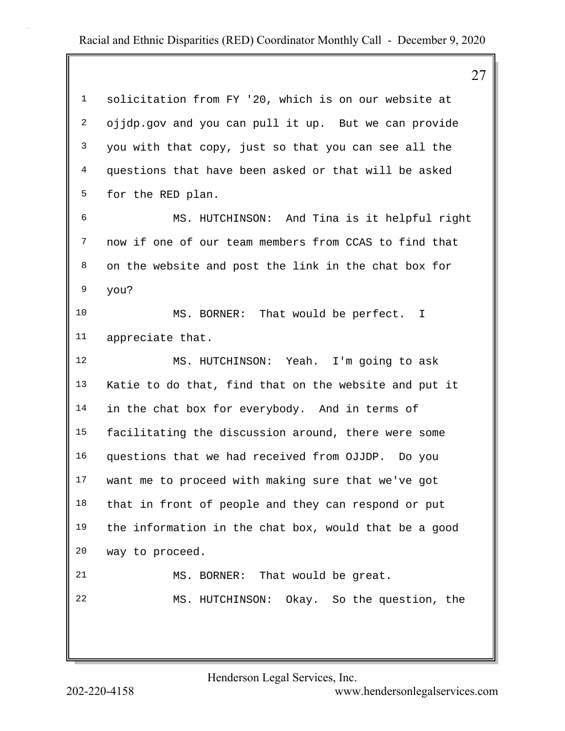solicitation from FY '20, which is on our website at ojjdp.gov and you can pull it up. But we can provide you with that copy, just so that you can see all the questions that have been asked or that will be asked for the RED plan.

MS. HUTCHINSON: And Tina is it helpful right now if one of our team members from CCAS to find that on the website and post the link in the chat box for you?

MS. BORNER: That would be perfect. I appreciate that.

MS. HUTCHINSON: Yeah. I'm going to ask Katie to do that, find that on the website and put it in the chat box for everybody. And in terms of facilitating the discussion around, there were some questions that we had received from OJJDP. Do you want me to proceed with making sure that we've got that in front of people and they can respond or put the information in the chat box, would that be a good way to proceed.

MS. BORNER: That would be great.

MS. HUTCHINSON: Okay. So the question, the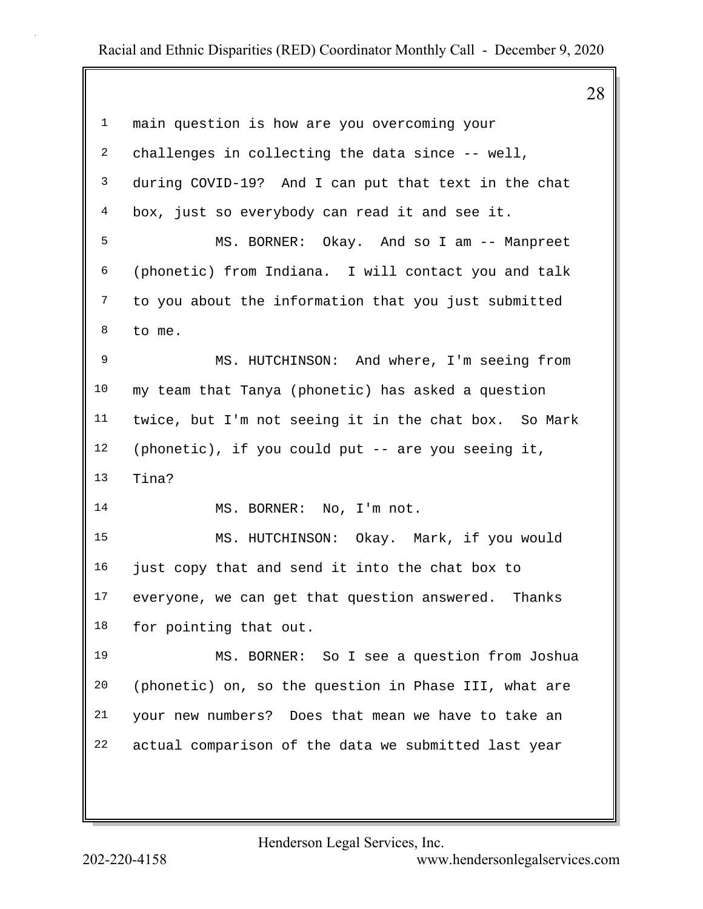main question is how are you overcoming your challenges in collecting the data since -- well, during COVID-19? And I can put that text in the chat box, just so everybody can read it and see it.

MS. BORNER: Okay. And so I am -- Manpreet (phonetic) from Indiana. I will contact you and talk to you about the information that you just submitted to me.

MS. HUTCHINSON: And where, I'm seeing from my team that Tanya (phonetic) has asked a question twice, but I'm not seeing it in the chat box. So Mark (phonetic), if you could put -- are you seeing it, Tina?

MS. BORNER: No, I'm not.

MS. HUTCHINSON: Okay. Mark, if you would just copy that and send it into the chat box to everyone, we can get that question answered. Thanks for pointing that out.

MS. BORNER: So I see a question from Joshua (phonetic) on, so the question in Phase III, what are your new numbers? Does that mean we have to take an actual comparison of the data we submitted last year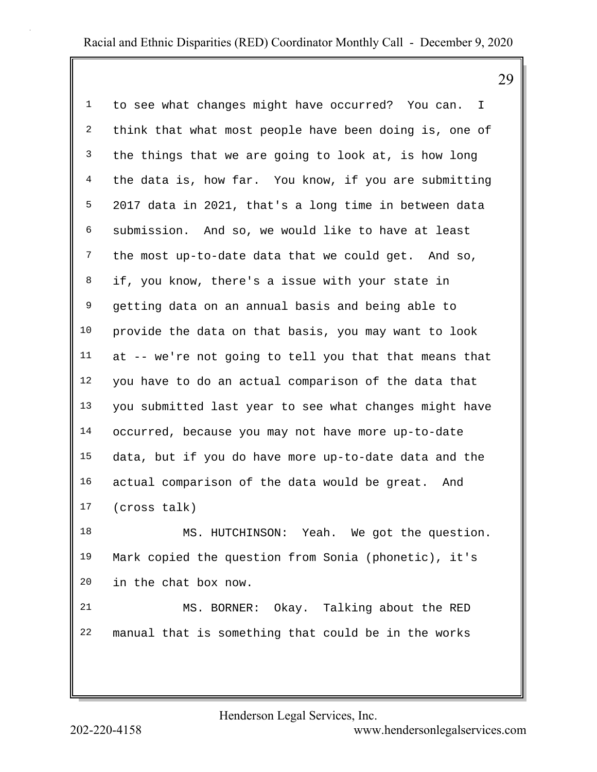to see what changes might have occurred? You can. I think that what most people have been doing is, one of the things that we are going to look at, is how long the data is, how far. You know, if you are submitting 2017 data in 2021, that's a long time in between data submission. And so, we would like to have at least the most up-to-date data that we could get. And so, if, you know, there's a issue with your state in getting data on an annual basis and being able to provide the data on that basis, you may want to look at -- we're not going to tell you that that means that you have to do an actual comparison of the data that you submitted last year to see what changes might have occurred, because you may not have more up-to-date data, but if you do have more up-to-date data and the actual comparison of the data would be great. And (cross talk)

MS. HUTCHINSON: Yeah. We got the question. Mark copied the question from Sonia (phonetic), it's in the chat box now.

MS. BORNER: Okay. Talking about the RED manual that is something that could be in the works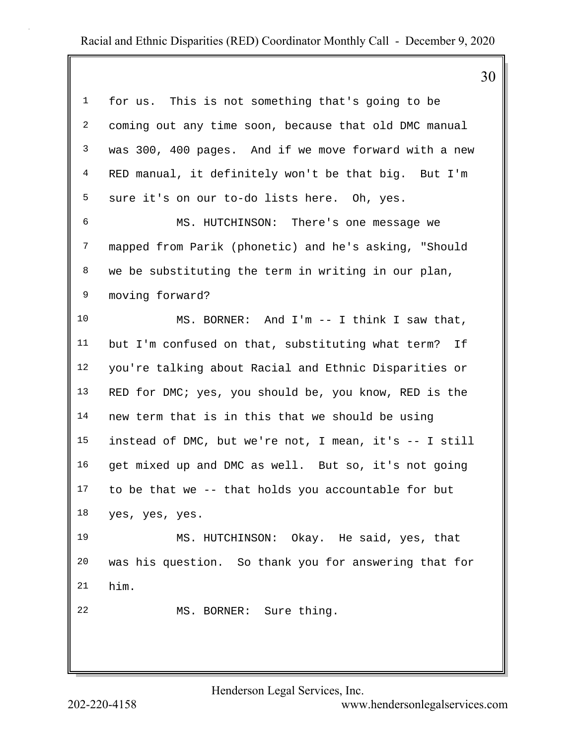for us. This is not something that's going to be coming out any time soon, because that old DMC manual was 300, 400 pages. And if we move forward with a new RED manual, it definitely won't be that big. But I'm sure it's on our to-do lists here. Oh, yes.

MS. HUTCHINSON: There's one message we mapped from Parik (phonetic) and he's asking, "Should we be substituting the term in writing in our plan, moving forward?

MS. BORNER: And I'm -- I think I saw that, but I'm confused on that, substituting what term? If you're talking about Racial and Ethnic Disparities or RED for DMC; yes, you should be, you know, RED is the new term that is in this that we should be using instead of DMC, but we're not, I mean, it's -- I still get mixed up and DMC as well. But so, it's not going to be that we -- that holds you accountable for but yes, yes, yes.

MS. HUTCHINSON: Okay. He said, yes, that was his question. So thank you for answering that for him.

MS. BORNER: Sure thing.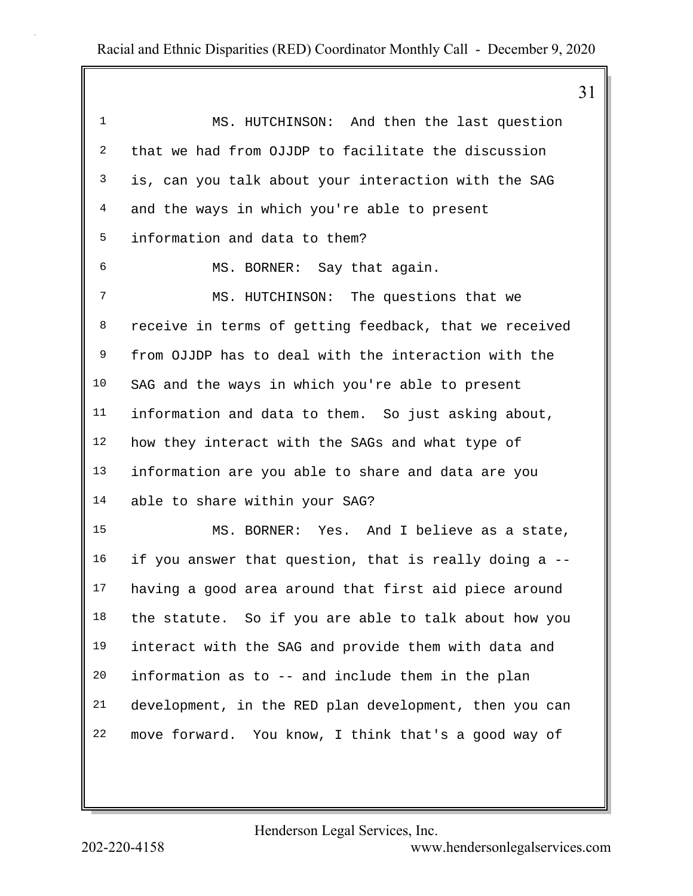MS. HUTCHINSON: And then the last question that we had from OJJDP to facilitate the discussion is, can you talk about your interaction with the SAG and the ways in which you're able to present information and data to them?

MS. BORNER: Say that again.

MS. HUTCHINSON: The questions that we receive in terms of getting feedback, that we received from OJJDP has to deal with the interaction with the SAG and the ways in which you're able to present information and data to them. So just asking about, how they interact with the SAGs and what type of information are you able to share and data are you able to share within your SAG?

MS. BORNER: Yes. And I believe as a state, if you answer that question, that is really doing a -- having a good area around that first aid piece around the statute. So if you are able to talk about how you interact with the SAG and provide them with data and information as to -- and include them in the plan development, in the RED plan development, then you can move forward. You know, I think that's a good way of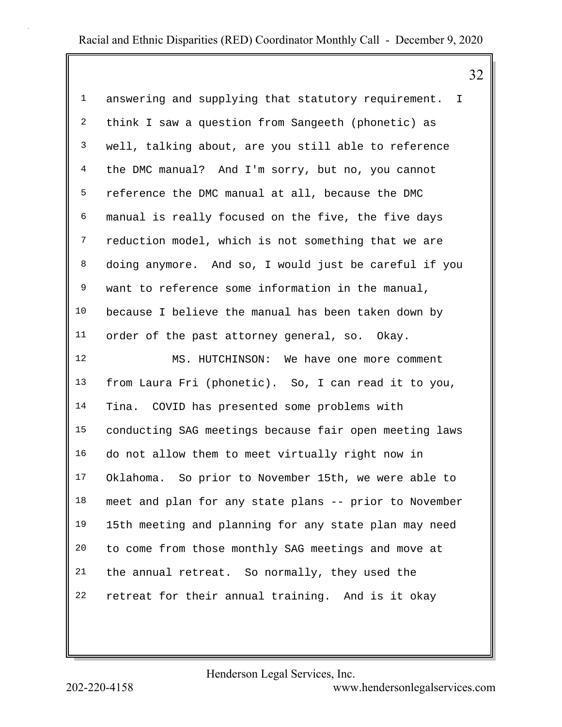answering and supplying that statutory requirement. I think I saw a question from Sangeeth (phonetic) as well, talking about, are you still able to reference the DMC manual? And I'm sorry, but no, you cannot reference the DMC manual at all, because the DMC manual is really focused on the five, the five days reduction model, which is not something that we are doing anymore. And so, I would just be careful if you want to reference some information in the manual, because I believe the manual has been taken down by order of the past attorney general, so. Okay.

MS. HUTCHINSON: We have one more comment from Laura Fri (phonetic). So, I can read it to you, Tina. COVID has presented some problems with conducting SAG meetings because fair open meeting laws do not allow them to meet virtually right now in Oklahoma. So prior to November 15th, we were able to meet and plan for any state plans -- prior to November 15th meeting and planning for any state plan may need to come from those monthly SAG meetings and move at the annual retreat. So normally, they used the retreat for their annual training. And is it okay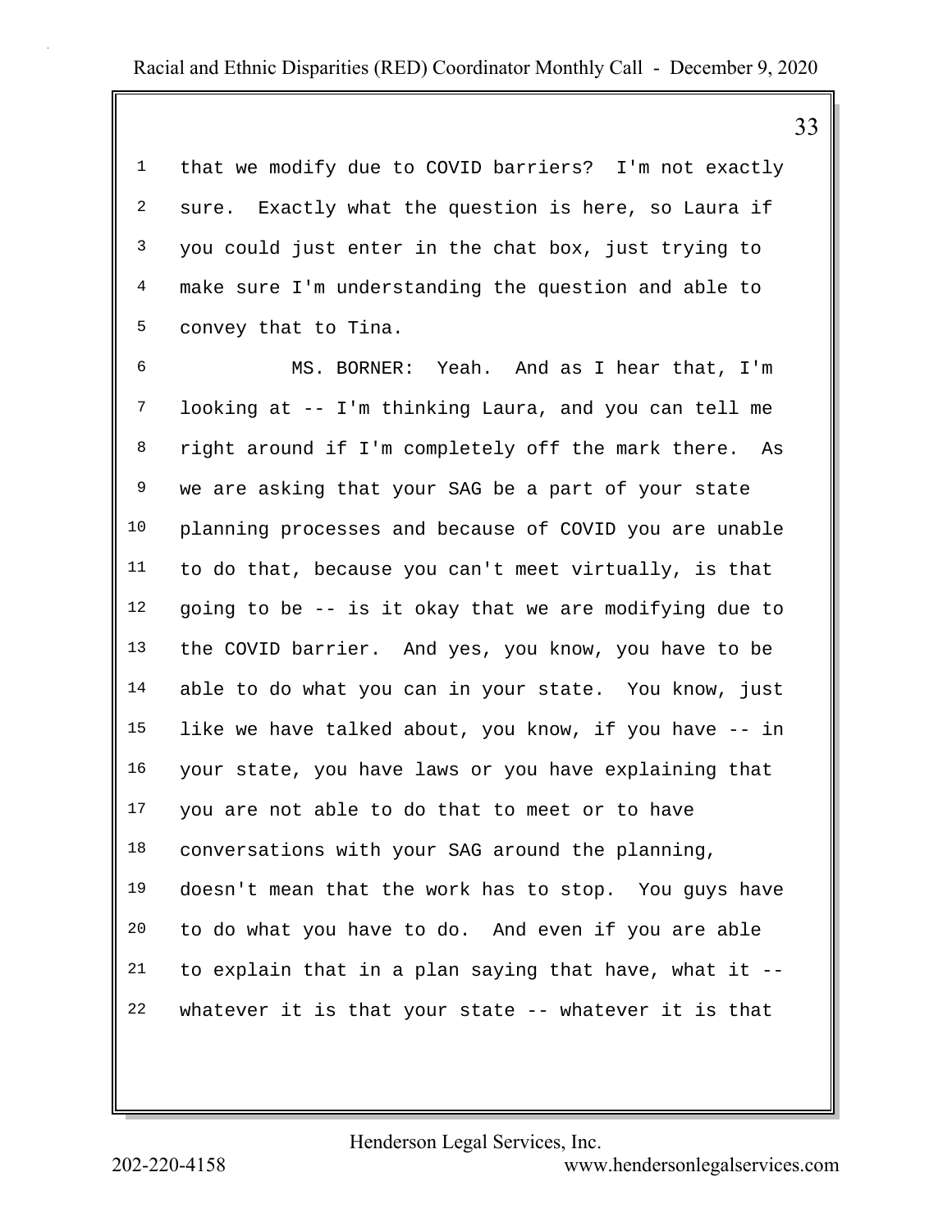that we modify due to COVID barriers? I'm not exactly sure. Exactly what the question is here, so Laura if you could just enter in the chat box, just trying to make sure I'm understanding the question and able to convey that to Tina.

MS. BORNER: Yeah. And as I hear that, I'm looking at -- I'm thinking Laura, and you can tell me right around if I'm completely off the mark there. As we are asking that your SAG be a part of your state planning processes and because of COVID you are unable to do that, because you can't meet virtually, is that going to be -- is it okay that we are modifying due to the COVID barrier. And yes, you know, you have to be able to do what you can in your state. You know, just like we have talked about, you know, if you have -- in your state, you have laws or you have explaining that you are not able to do that to meet or to have conversations with your SAG around the planning, doesn't mean that the work has to stop. You guys have to do what you have to do. And even if you are able to explain that in a plan saying that have, what it -- whatever it is that your state -- whatever it is that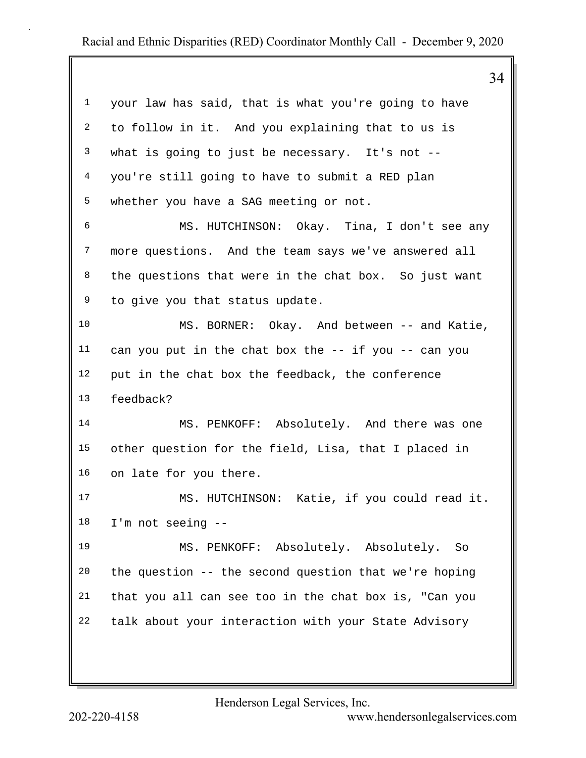your law has said, that is what you're going to have to follow in it. And you explaining that to us is what is going to just be necessary. It's not -- you're still going to have to submit a RED plan whether you have a SAG meeting or not.

MS. HUTCHINSON: Okay. Tina, I don't see any more questions. And the team says we've answered all the questions that were in the chat box. So just want to give you that status update.

MS. BORNER: Okay. And between -- and Katie, can you put in the chat box the -- if you -- can you put in the chat box the feedback, the conference feedback?

MS. PENKOFF: Absolutely. And there was one other question for the field, Lisa, that I placed in on late for you there.

MS. HUTCHINSON: Katie, if you could read it. I'm not seeing --

MS. PENKOFF: Absolutely. Absolutely. So the question -- the second question that we're hoping that you all can see too in the chat box is, "Can you talk about your interaction with your State Advisory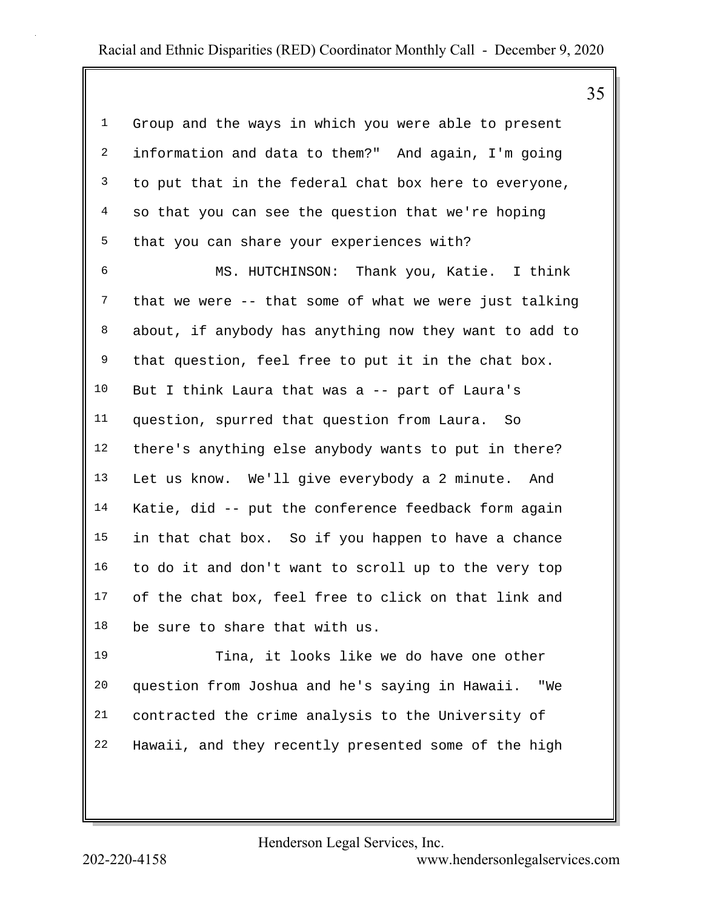Group and the ways in which you were able to present information and data to them?" And again, I'm going to put that in the federal chat box here to everyone, so that you can see the question that we're hoping that you can share your experiences with?

MS. HUTCHINSON: Thank you, Katie. I think that we were -- that some of what we were just talking about, if anybody has anything now they want to add to that question, feel free to put it in the chat box. But I think Laura that was a -- part of Laura's question, spurred that question from Laura. So there's anything else anybody wants to put in there? Let us know. We'll give everybody a 2 minute. And Katie, did -- put the conference feedback form again in that chat box. So if you happen to have a chance to do it and don't want to scroll up to the very top of the chat box, feel free to click on that link and be sure to share that with us.

Tina, it looks like we do have one other question from Joshua and he's saying in Hawaii. "We contracted the crime analysis to the University of Hawaii, and they recently presented some of the high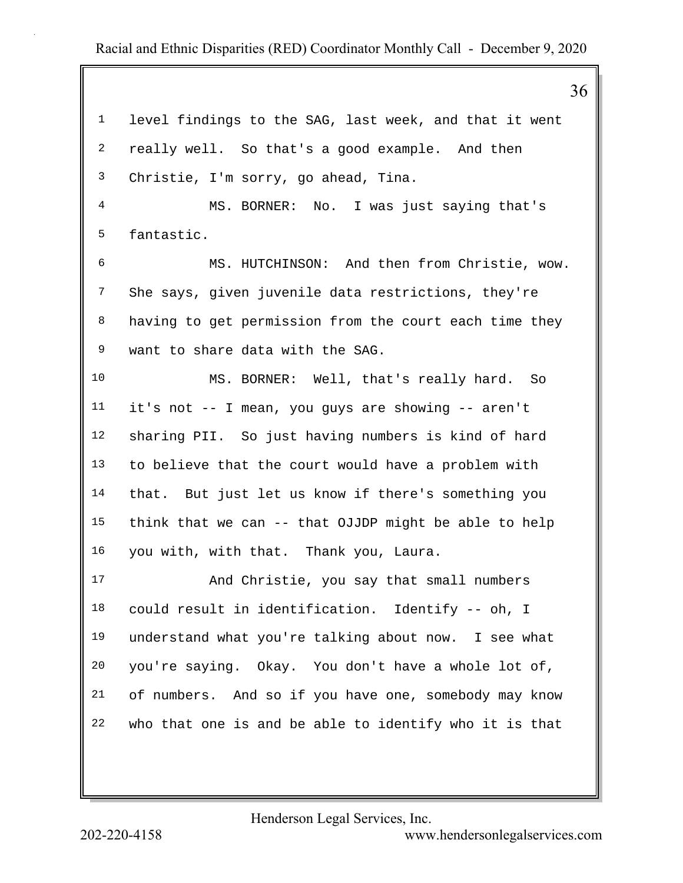level findings to the SAG, last week, and that it went really well. So that's a good example. And then Christie, I'm sorry, go ahead, Tina.

MS. BORNER: No. I was just saying that's fantastic.

MS. HUTCHINSON: And then from Christie, wow. She says, given juvenile data restrictions, they're having to get permission from the court each time they want to share data with the SAG.

MS. BORNER: Well, that's really hard. So it's not -- I mean, you guys are showing -- aren't sharing PII. So just having numbers is kind of hard to believe that the court would have a problem with that. But just let us know if there's something you think that we can -- that OJJDP might be able to help you with, with that. Thank you, Laura.

And Christie, you say that small numbers could result in identification. Identify -- oh, I understand what you're talking about now. I see what you're saying. Okay. You don't have a whole lot of, of numbers. And so if you have one, somebody may know who that one is and be able to identify who it is that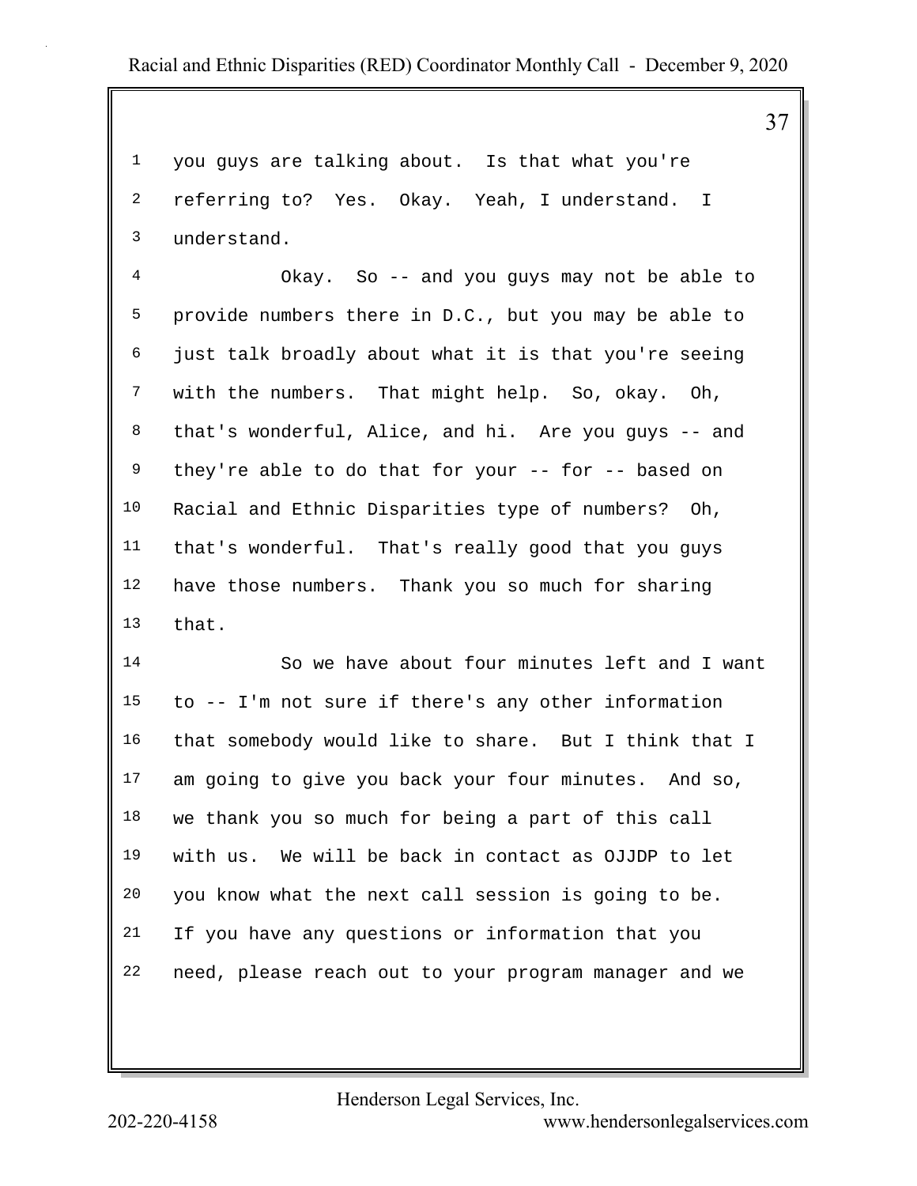you guys are talking about. Is that what you're referring to? Yes. Okay. Yeah, I understand. I understand.

Okay. So -- and you guys may not be able to provide numbers there in D.C., but you may be able to just talk broadly about what it is that you're seeing with the numbers. That might help. So, okay. Oh, that's wonderful, Alice, and hi. Are you guys -- and they're able to do that for your -- for -- based on Racial and Ethnic Disparities type of numbers? Oh, that's wonderful. That's really good that you guys have those numbers. Thank you so much for sharing that.

So we have about four minutes left and I want to -- I'm not sure if there's any other information that somebody would like to share. But I think that I am going to give you back your four minutes. And so, we thank you so much for being a part of this call with us. We will be back in contact as OJJDP to let you know what the next call session is going to be. If you have any questions or information that you need, please reach out to your program manager and we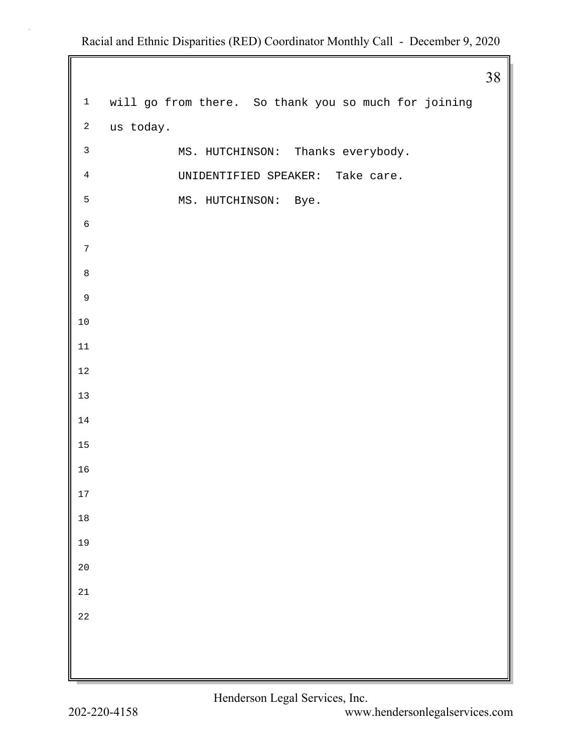will go from there. So thank you so much for joining us today.

MS. HUTCHINSON: Thanks everybody.

UNIDENTIFIED SPEAKER: Take care.

MS. HUTCHINSON: Bye.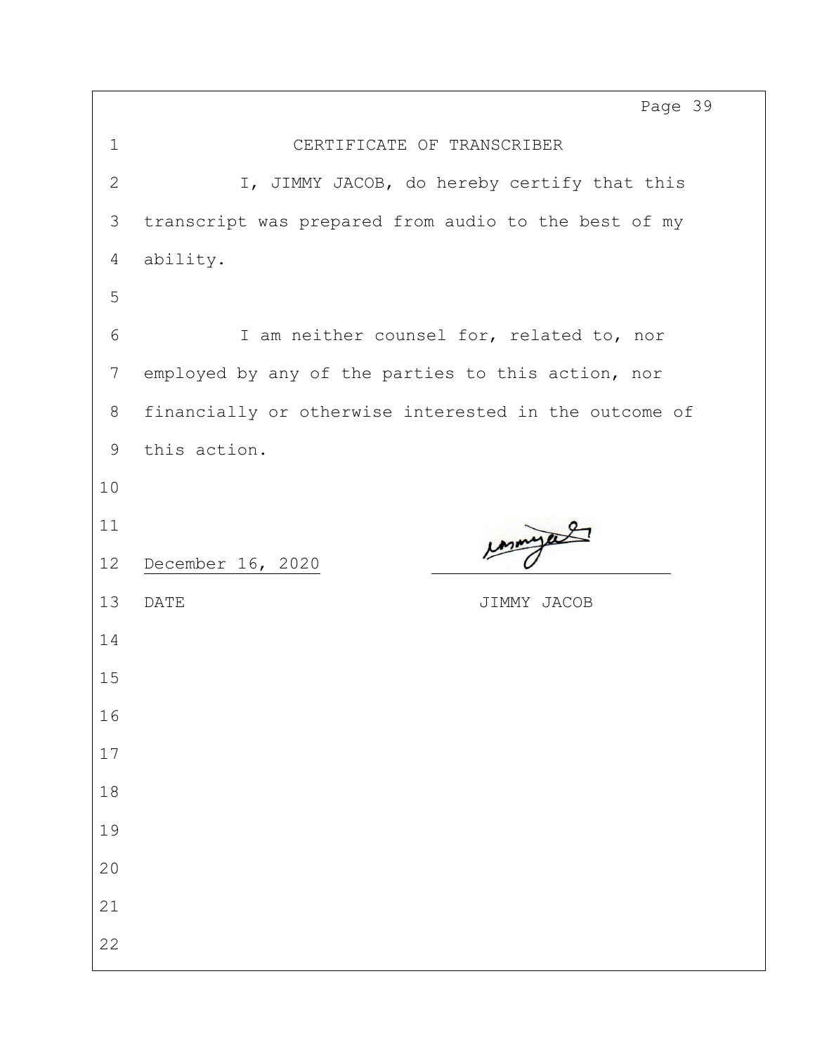# CERTIFICATE OF TRANSCRIBER

I, JIMMY JACOB, do hereby certify that this transcript was prepared from audio to the best of my ability.

I am neither counsel for, related to, nor employed by any of the parties to this action, nor financially or otherwise interested in the outcome of this action.

December 16, 2020

DATE

JIMMY JACOB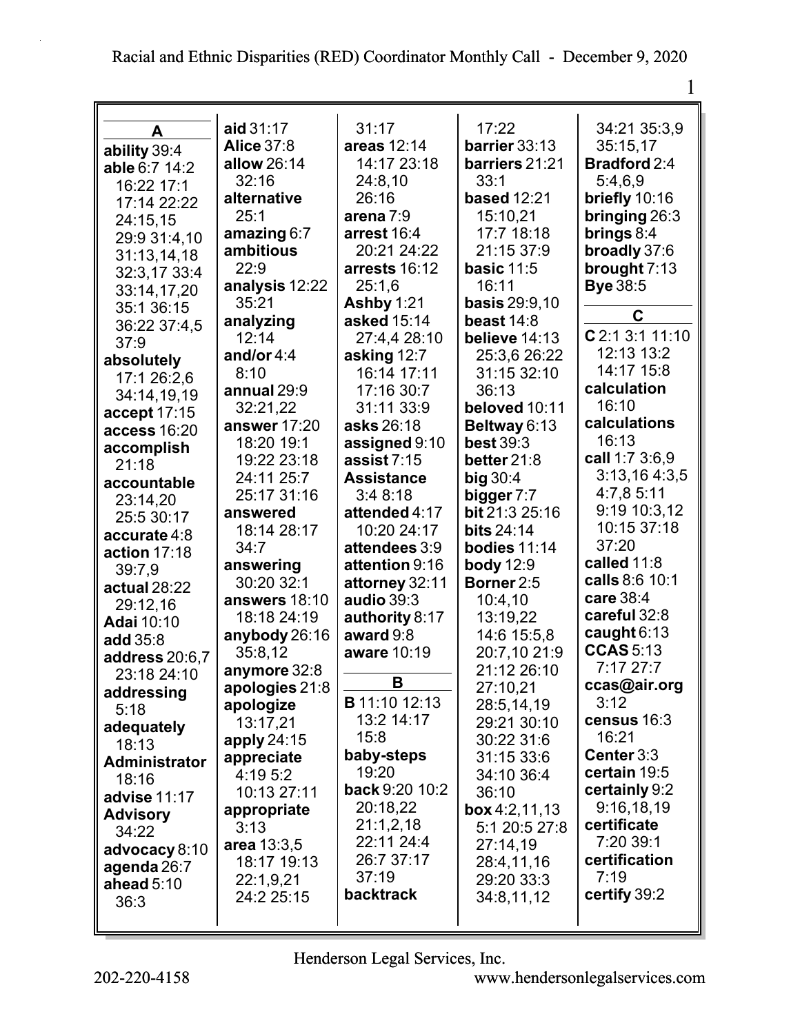## A

**ability** 39:4
**able** 6:7 14:2 16:22 17:1 17:14 22:22 24:15,15 29:9 31:4,10 31:13,14,18 32:3,17 33:4 33:14,17,20 35:1 36:15 36:22 37:4,5 37:9
**absolutely** 17:1 26:2,6 34:14,19,19
**accept** 17:15
**access** 16:20
**accomplish** 21:18
**accountable** 23:14,20 25:5 30:17
**accurate** 4:8
**action** 17:18 39:7,9
**actual** 28:22 29:12,16
**Adai** 10:10
**add** 35:8
**address** 20:6,7 23:18 24:10
**addressing** 5:18
**adequately** 18:13
**Administrator** 18:16
**advise** 11:17
**Advisory** 34:22
**advocacy** 8:10
**agenda** 26:7
**ahead** 5:10 36:3
**aid** 31:17
**Alice** 37:8
**allow** 26:14 32:16
**alternative** 25:1
**amazing** 6:7
**ambitious** 22:9
**analysis** 12:22 35:21
**analyzing** 12:14
**and/or** 4:4 8:10
**annual** 29:9 32:21,22
**answer** 17:20 18:20 19:1 19:22 23:18 24:11 25:7 25:17 31:16
**answered** 18:14 28:17 34:7
**answering** 30:20 32:1
**answers** 18:10 18:18 24:19
**anybody** 26:16 35:8,12
**anymore** 32:8
**apologies** 21:8
**apologize** 13:17,21
**apply** 24:15
**appreciate** 4:19 5:2 10:13 27:11
**appropriate** 3:13
**area** 13:3,5 18:17 19:13 22:1,9,21 24:2 25:15 31:17
**areas** 12:14 14:17 23:18 24:8,10 26:16
**arena** 7:9
**arrest** 16:4 20:21 24:22
**arrests** 16:12 25:1,6
**Ashby** 1:21
**asked** 15:14 27:4,4 28:10
**asking** 12:7 16:14 17:11 17:16 30:7 31:11 33:9
**asks** 26:18
**assigned** 9:10
**assist** 7:15
**Assistance** 3:4 8:18
**attended** 4:17 10:20 24:17
**attendees** 3:9
**attention** 9:16
**attorney** 32:11
**audio** 39:3
**authority** 8:17
**award** 9:8
**aware** 10:19

## B

**B** 11:10 12:13 13:2 14:17 15:8
**baby-steps** 19:20
**back** 9:20 10:2 20:18,22 21:1,2,18 22:11 24:4 26:7 37:17 37:19
**backtrack** 17:22
**barrier** 33:13
**barriers** 21:21 33:1
**based** 12:21 15:10,21 17:7 18:18 21:15 37:9
**basic** 11:5 16:11
**basis** 29:9,10
**beast** 14:8
**believe** 14:13 25:3,6 26:22 31:15 32:10 36:13
**beloved** 10:11
**Beltway** 6:13
**best** 39:3
**better** 21:8
**big** 30:4
**bigger** 7:7
**bit** 21:3 25:16
**bits** 24:14
**bodies** 11:14
**body** 12:9
**Borner** 2:5 10:4,10 13:19,22 14:6 15:5,8 20:7,10 21:9 21:12 26:10 27:10,21 28:5,14,19 29:21 30:10 30:22 31:6 31:15 33:6 34:10 36:4 36:10
**box** 4:2,11,13 5:1 20:5 27:8 27:14,19 28:4,11,16 29:20 33:3 34:8,11,12 34:21 35:3,9 35:15,17
**Bradford** 2:4 5:4,6,9
**briefly** 10:16
**bringing** 26:3
**brings** 8:4
**broadly** 37:6
**brought** 7:13
**Bye** 38:5

## C

**C** 2:1 3:1 11:10 12:13 13:2 14:17 15:8
**calculation** 16:10
**calculations** 16:13
**call** 1:7 3:6,9 3:13,16 4:3,5 4:7,8 5:11 9:19 10:3,12 10:15 37:18 37:20
**called** 11:8
**calls** 8:6 10:1
**care** 38:4
**careful** 32:8
**caught** 6:13
**CCAS** 5:13 7:17 27:7
**ccas@air.org** 3:12
**census** 16:3 16:21
**Center** 3:3
**certain** 19:5
**certainly** 9:2 9:16,18,19
**certificate** 7:20 39:1
**certification** 7:19
**certify** 39:2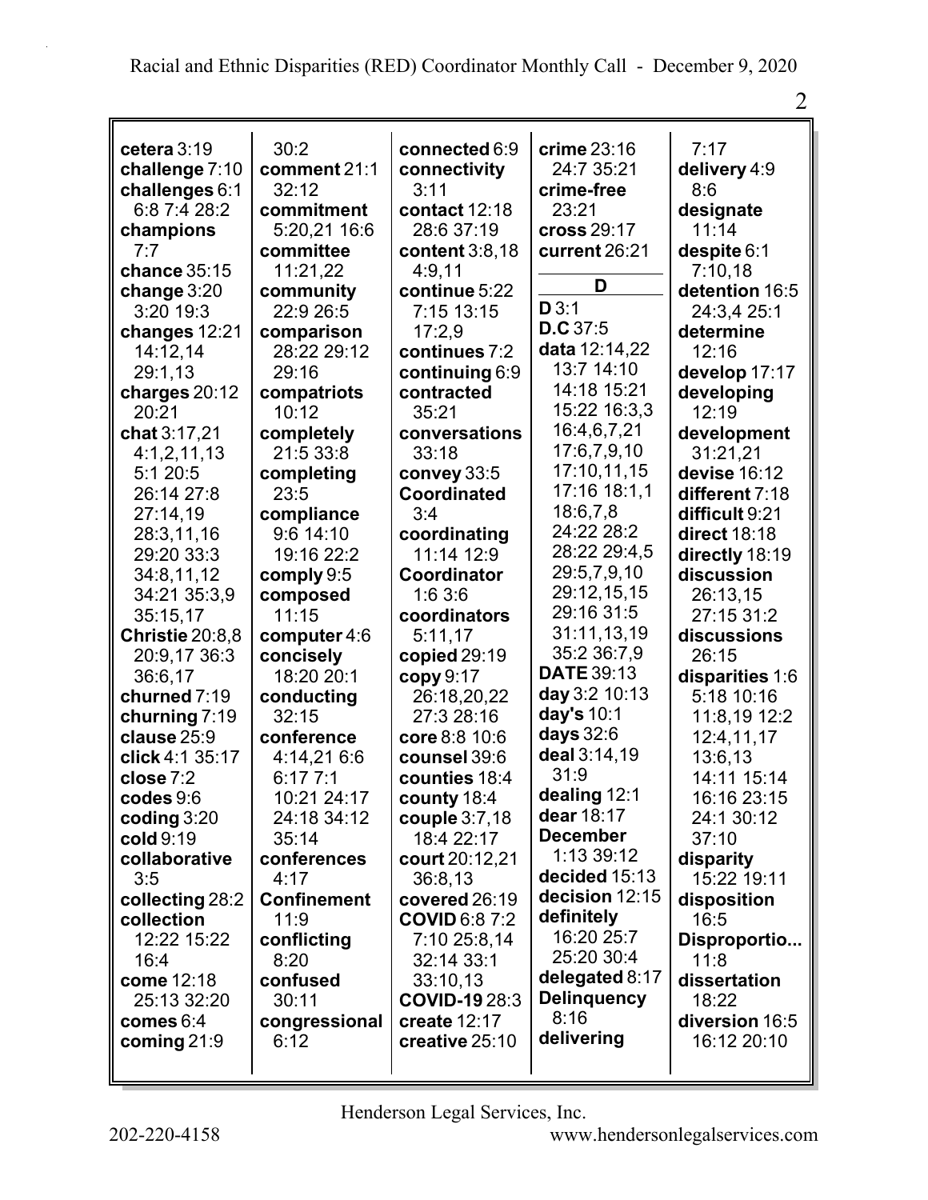**cetera** 3:19
**challenge** 7:10
**challenges** 6:1 6:8 7:4 28:2
**champions** 7:7
**chance** 35:15
**change** 3:20 3:20 19:3
**changes** 12:21 14:12,14 29:1,13
**charges** 20:12 20:21
**chat** 3:17,21 4:1,2,11,13 5:1 20:5 26:14 27:8 27:14,19 28:3,11,16 29:20 33:3 34:8,11,12 34:21 35:3,9 35:15,17
**Christie** 20:8,8 20:9,17 36:3 36:6,17
**churned** 7:19
**churning** 7:19
**clause** 25:9
**click** 4:1 35:17
**close** 7:2
**codes** 9:6
**coding** 3:20
**cold** 9:19
**collaborative** 3:5
**collecting** 28:2
**collection** 12:22 15:22 16:4
**come** 12:18 25:13 32:20
**comes** 6:4
**coming** 21:9

30:2
**comment** 21:1 32:12
**commitment** 5:20,21 16:6
**committee** 11:21,22
**community** 22:9 26:5
**comparison** 28:22 29:12 29:16
**compatriots** 10:12
**completely** 21:5 33:8
**completing** 23:5
**compliance** 9:6 14:10 19:16 22:2
**comply** 9:5
**composed** 11:15
**computer** 4:6
**concisely** 18:20 20:1
**conducting** 32:15
**conference** 4:14,21 6:6 6:17 7:1 10:21 24:17 24:18 34:12 35:14
**conferences** 4:17
**Confinement** 11:9
**conflicting** 8:20
**confused** 30:11
**congressional** 6:12

**connected** 6:9
**connectivity** 3:11
**contact** 12:18 28:6 37:19
**content** 3:8,18 4:9,11
**continue** 5:22 7:15 13:15 17:2,9
**continues** 7:2
**continuing** 6:9
**contracted** 35:21
**conversations** 33:18
**convey** 33:5
**Coordinated** 3:4
**coordinating** 11:14 12:9
**Coordinator** 1:6 3:6
**coordinators** 5:11,17
**copied** 29:19
**copy** 9:17 26:18,20,22 27:3 28:16
**core** 8:8 10:6
**counsel** 39:6
**counties** 18:4
**county** 18:4
**couple** 3:7,18 18:4 22:17
**court** 20:12,21 36:8,13
**covered** 26:19
**COVID** 6:8 7:2 7:10 25:8,14 32:14 33:1 33:10,13
**COVID-19** 28:3
**create** 12:17
**creative** 25:10

**crime** 23:16 24:7 35:21
**crime-free** 23:21
**cross** 29:17
**current** 26:21

## D

**D** 3:1
**D.C** 37:5
**data** 12:14,22 13:7 14:10 14:18 15:21 15:22 16:3,3 16:4,6,7,21 17:6,7,9,10 17:10,11,15 17:16 18:1,1 18:6,7,8 24:22 28:2 28:22 29:4,5 29:5,7,9,10 29:12,15,15 29:16 31:5 31:11,13,19 35:2 36:7,9
**DATE** 39:13
**day** 3:2 10:13
**day's** 10:1
**days** 32:6
**deal** 3:14,19 31:9
**dealing** 12:1
**dear** 18:17
**December** 1:13 39:12
**decided** 15:13
**decision** 12:15
**definitely** 16:20 25:7 25:20 30:4
**delegated** 8:17
**Delinquency** 8:16
**delivering**

7:17
**delivery** 4:9 8:6
**designate** 11:14
**despite** 6:1 7:10,18
**detention** 16:5 24:3,4 25:1
**determine** 12:16
**develop** 17:17
**developing** 12:19
**development** 31:21,21
**devise** 16:12
**different** 7:18
**difficult** 9:21
**direct** 18:18
**directly** 18:19
**discussion** 26:13,15 27:15 31:2
**discussions** 26:15
**disparities** 1:6 5:18 10:16 11:8,19 12:2 12:4,11,17 13:6,13 14:11 15:14 16:16 23:15 24:1 30:12 37:10
**disparity** 15:22 19:11
**disposition** 16:5
**Disproportio...** 11:8
**dissertation** 18:22
**diversion** 16:5 16:12 20:10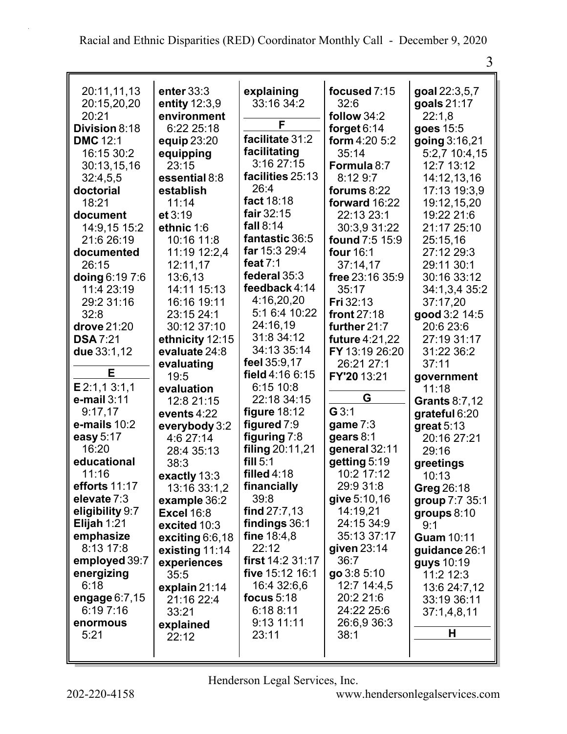20:11,11,13 20:15,20,20 20:21
**Division** 8:18
**DMC** 12:1 16:15 30:2 30:13,15,16 32:4,5,5
**doctorial** 18:21
**document** 14:9,15 15:2 21:6 26:19
**documented** 26:15
**doing** 6:19 7:6 11:4 23:19 29:2 31:16 32:8
**drove** 21:20
**DSA** 7:21
**due** 33:1,12

**E**

**E** 2:1,1 3:1,1
**e-mail** 3:11 9:17,17
**e-mails** 10:2
**easy** 5:17 16:20
**educational** 11:16
**efforts** 11:17
**elevate** 7:3
**eligibility** 9:7
**Elijah** 1:21
**emphasize** 8:13 17:8
**employed** 39:7
**energizing** 6:18
**engage** 6:7,15 6:19 7:16
**enormous** 5:21
**enter** 33:3
**entity** 12:3,9
**environment** 6:22 25:18
**equip** 23:20
**equipping** 23:15
**essential** 8:8
**establish** 11:14
**et** 3:19
**ethnic** 1:6 10:16 11:8 11:19 12:2,4 12:11,17 13:6,13 14:11 15:13 16:16 19:11 23:15 24:1 30:12 37:10
**ethnicity** 12:15
**evaluate** 24:8
**evaluating** 19:5
**evaluation** 12:8 21:15
**events** 4:22
**everybody** 3:2 4:6 27:14 28:4 35:13 38:3
**exactly** 13:3 13:16 33:1,2
**example** 36:2
**Excel** 16:8
**excited** 10:3
**exciting** 6:6,18
**existing** 11:14
**experiences** 35:5
**explain** 21:14 21:16 22:4 33:21
**explained** 22:12
**explaining** 33:16 34:2

**F**

**facilitate** 31:2
**facilitating** 3:16 27:15
**facilities** 25:13 26:4
**fact** 18:18
**fair** 32:15
**fall** 8:14
**fantastic** 36:5
**far** 15:3 29:4
**feat** 7:1
**federal** 35:3
**feedback** 4:14 4:16,20,20 5:1 6:4 10:22 24:16,19 31:8 34:12 34:13 35:14
**feel** 35:9,17
**field** 4:16 6:15 6:15 10:8 22:18 34:15
**figure** 18:12
**figured** 7:9
**figuring** 7:8
**filing** 20:11,21
**fill** 5:1
**filled** 4:18
**financially** 39:8
**find** 27:7,13
**findings** 36:1
**fine** 18:4,8 22:12
**first** 14:2 31:17
**five** 15:12 16:1 16:4 32:6,6
**focus** 5:18 6:18 8:11 9:13 11:11 23:11
**focused** 7:15 32:6
**follow** 34:2
**forget** 6:14
**form** 4:20 5:2 35:14
**Formula** 8:7 8:12 9:7
**forums** 8:22
**forward** 16:22 22:13 23:1 30:3,9 31:22
**found** 7:5 15:9
**four** 16:1 37:14,17
**free** 23:16 35:9 35:17
**Fri** 32:13
**front** 27:18
**further** 21:7
**future** 4:21,22
**FY** 13:19 26:20 26:21 27:1
**FY'20** 13:21

**G**

**G** 3:1
**game** 7:3
**gears** 8:1
**general** 32:11
**getting** 5:19 10:2 17:12 29:9 31:8
**give** 5:10,16 14:19,21 24:15 34:9 35:13 37:17
**given** 23:14 36:7
**go** 3:8 5:10 12:7 14:4,5 20:2 21:6 24:22 25:6 26:6,9 36:3 38:1
**goal** 22:3,5,7
**goals** 21:17 22:1,8
**goes** 15:5
**going** 3:16,21 5:2,7 10:4,15 12:7 13:12 14:12,13,16 17:13 19:3,9 19:12,15,20 19:22 21:6 21:17 25:10 25:15,16 27:12 29:3 29:11 30:1 30:16 33:12 34:1,3,4 35:2 37:17,20
**good** 3:2 14:5 20:6 23:6 27:19 31:17 31:22 36:2 37:11
**government** 11:18
**Grants** 8:7,12
**grateful** 6:20
**great** 5:13 20:16 27:21 29:16
**greetings** 10:13
**Greg** 26:18
**group** 7:7 35:1
**groups** 8:10 9:1
**Guam** 10:11
**guidance** 26:1
**guys** 10:19 11:2 12:3 13:6 24:7,12 33:19 36:11 37:1,4,8,11

**H**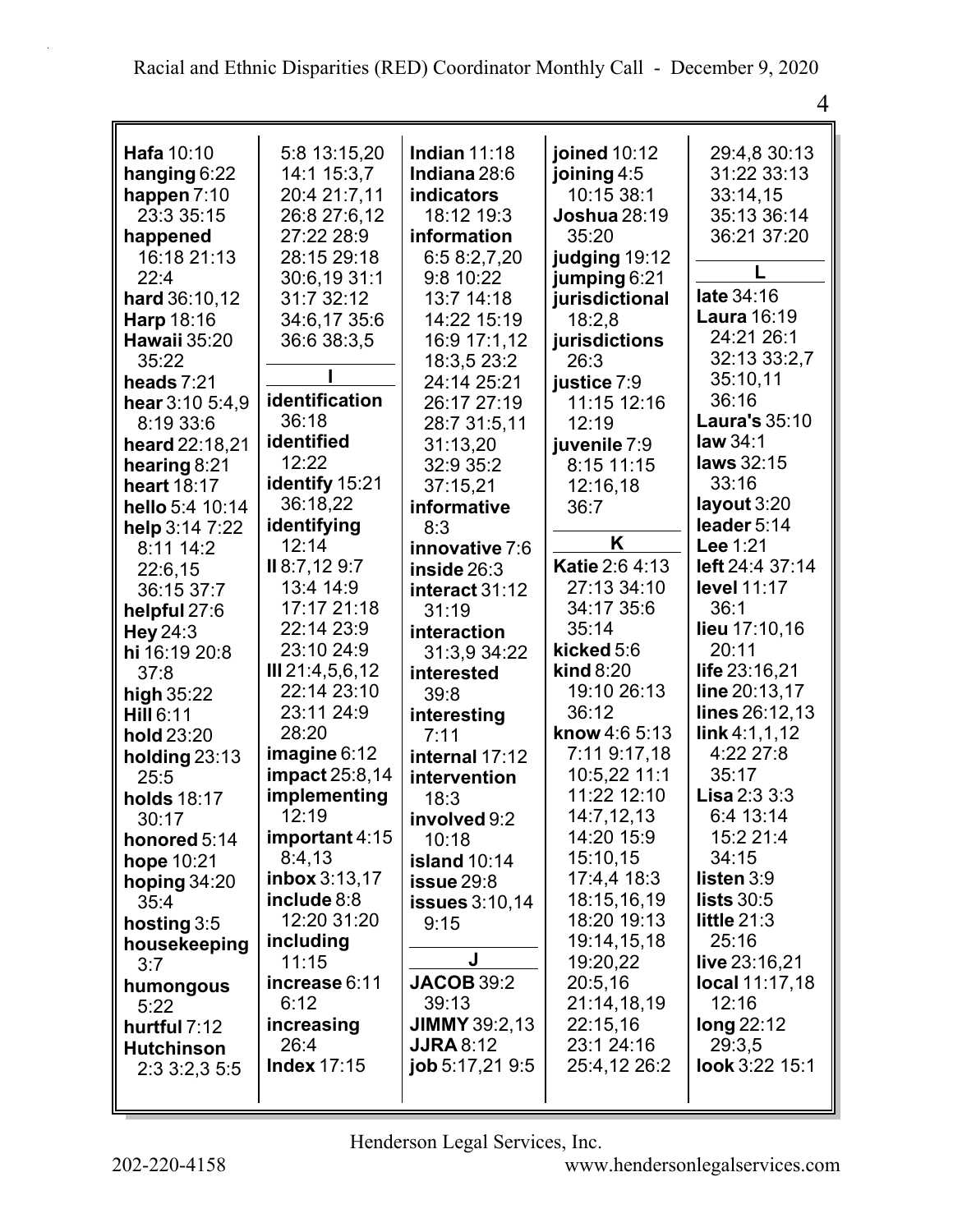**Hafa** 10:10
**hanging** 6:22
**happen** 7:10 23:3 35:15
**happened** 16:18 21:13 22:4
**hard** 36:10,12
**Harp** 18:16
**Hawaii** 35:20 35:22
**heads** 7:21
**hear** 3:10 5:4,9 8:19 33:6
**heard** 22:18,21
**hearing** 8:21
**heart** 18:17
**hello** 5:4 10:14
**help** 3:14 7:22 8:11 14:2 22:6,15 36:15 37:7
**helpful** 27:6
**Hey** 24:3
**hi** 16:19 20:8 37:8
**high** 35:22
**Hill** 6:11
**hold** 23:20
**holding** 23:13 25:5
**holds** 18:17 30:17
**honored** 5:14
**hope** 10:21
**hoping** 34:20 35:4
**hosting** 3:5
**housekeeping** 3:7
**humongous** 5:22
**hurtful** 7:12
**Hutchinson** 2:3 3:2,3 5:5 5:8 13:15,20 14:1 15:3,7 20:4 21:7,11 26:8 27:6,12 27:22 28:9 28:15 29:18 30:6,19 31:1 31:7 32:12 34:6,17 35:6 36:6 38:3,5

## I

**identification** 36:18
**identified** 12:22
**identify** 15:21 36:18,22
**identifying** 12:14
**II** 8:7,12 9:7 13:4 14:9 17:17 21:18 22:14 23:9 23:10 24:9
**III** 21:4,5,6,12 22:14 23:10 23:11 24:9 28:20
**imagine** 6:12
**impact** 25:8,14
**implementing** 12:19
**important** 4:15 8:4,13
**inbox** 3:13,17
**include** 8:8 12:20 31:20
**including** 11:15
**increase** 6:11 6:12
**increasing** 26:4
**Index** 17:15
**Indian** 11:18
**Indiana** 28:6
**indicators** 18:12 19:3
**information** 6:5 8:2,7,20 9:8 10:22 13:7 14:18 14:22 15:19 16:9 17:1,12 18:3,5 23:2 24:14 25:21 26:17 27:19 28:7 31:5,11 31:13,20 32:9 35:2 37:15,21
**informative** 8:3
**innovative** 7:6
**inside** 26:3
**interact** 31:12 31:19
**interaction** 31:3,9 34:22
**interested** 39:8
**interesting** 7:11
**internal** 17:12
**intervention** 18:3
**involved** 9:2 10:18
**island** 10:14
**issue** 29:8
**issues** 3:10,14 9:15

## J

**JACOB** 39:2 39:13
**JIMMY** 39:2,13
**JJRA** 8:12
**job** 5:17,21 9:5
**joined** 10:12
**joining** 4:5 10:15 38:1
**Joshua** 28:19 35:20
**judging** 19:12
**jumping** 6:21
**jurisdictional** 18:2,8
**jurisdictions** 26:3
**justice** 7:9 11:15 12:16 12:19
**juvenile** 7:9 8:15 11:15 12:16,18 36:7

## K

**Katie** 2:6 4:13 27:13 34:10 34:17 35:6 35:14
**kicked** 5:6
**kind** 8:20 19:10 26:13 36:12
**know** 4:6 5:13 7:11 9:17,18 10:5,22 11:1 11:22 12:10 14:7,12,13 14:20 15:9 15:10,15 17:4,4 18:3 18:15,16,19 18:20 19:13 19:14,15,18 19:20,22 20:5,16 21:14,18,19 22:15,16 23:1 24:16 25:4,12 26:2 29:4,8 30:13 31:22 33:13 33:14,15 35:13 36:14 36:21 37:20

## L

**late** 34:16
**Laura** 16:19 24:21 26:1 32:13 33:2,7 35:10,11 36:16
**Laura's** 35:10
**law** 34:1
**laws** 32:15 33:16
**layout** 3:20
**leader** 5:14
**Lee** 1:21
**left** 24:4 37:14
**level** 11:17 36:1
**lieu** 17:10,16 20:11
**life** 23:16,21
**line** 20:13,17
**lines** 26:12,13
**link** 4:1,1,12 4:22 27:8 35:17
**Lisa** 2:3 3:3 6:4 13:14 15:2 21:4 34:15
**listen** 3:9
**lists** 30:5
**little** 21:3 25:16
**live** 23:16,21
**local** 11:17,18 12:16
**long** 22:12 29:3,5
**look** 3:22 15:1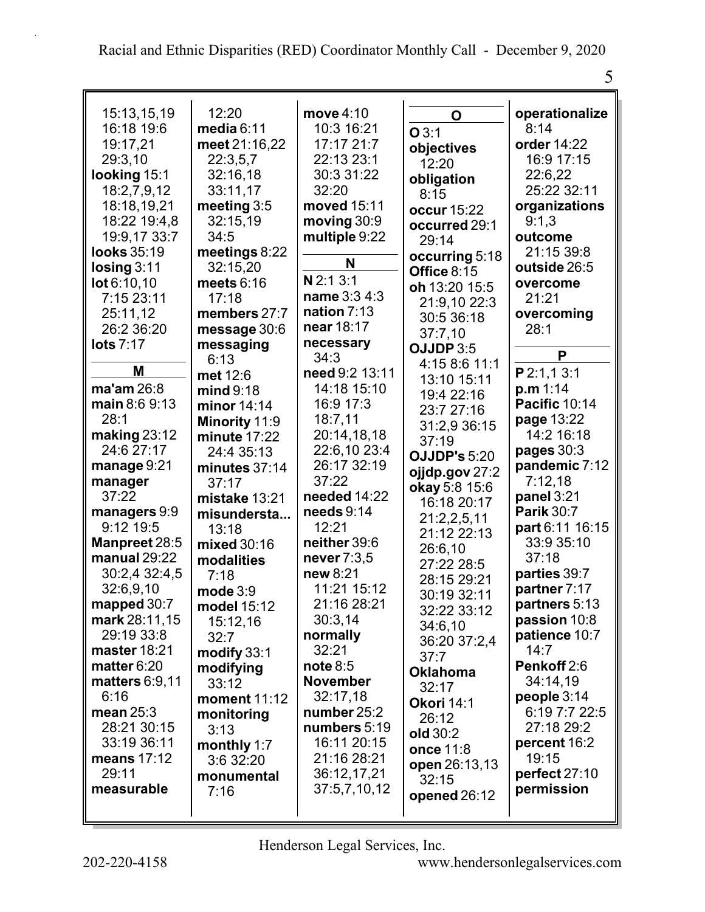15:13,15,19
16:18 19:6
19:17,21
29:3,10
**looking** 15:1
18:2,7,9,12
18:18,19,21
18:22 19:4,8
19:9,17 33:7
**looks** 35:19
**losing** 3:11
**lot** 6:10,10
7:15 23:11
25:11,12
26:2 36:20
**lots** 7:17

**M**

**ma'am** 26:8
**main** 8:6 9:13
28:1
**making** 23:12
24:6 27:17
**manage** 9:21
**manager**
37:22
**managers** 9:9
9:12 19:5
**Manpreet** 28:5
**manual** 29:22
30:2,4 32:4,5
32:6,9,10
**mapped** 30:7
**mark** 28:11,15
29:19 33:8
**master** 18:21
**matter** 6:20
**matters** 6:9,11
6:16
**mean** 25:3
28:21 30:15
33:19 36:11
**means** 17:12
29:11
**measurable**
12:20
**media** 6:11
**meet** 21:16,22
22:3,5,7
32:16,18
33:11,17
**meeting** 3:5
32:15,19
34:5
**meetings** 8:22
32:15,20
**meets** 6:16
17:18
**members** 27:7
**message** 30:6
**messaging**
6:13
**met** 12:6
**mind** 9:18
**minor** 14:14
**Minority** 11:9
**minute** 17:22
24:4 35:13
**minutes** 37:14
37:17
**mistake** 13:21
**misundersta...**
13:18
**mixed** 30:16
**modalities**
7:18
**mode** 3:9
**model** 15:12
15:12,16
32:7
**modify** 33:1
**modifying**
33:12
**moment** 11:12
**monitoring**
3:13
**monthly** 1:7
3:6 32:20
**monumental**
7:16
**move** 4:10
10:3 16:21
17:17 21:7
22:13 23:1
30:3 31:22
32:20
**moved** 15:11
**moving** 30:9
**multiple** 9:22

**N**

**N** 2:1 3:1
**name** 3:3 4:3
**nation** 7:13
**near** 18:17
**necessary**
34:3
**need** 9:2 13:11
14:18 15:10
16:9 17:3
18:7,11
20:14,18,18
22:6,10 23:4
26:17 32:19
37:22
**needed** 14:22
**needs** 9:14
12:21
**neither** 39:6
**never** 7:3,5
**new** 8:21
11:21 15:12
21:16 28:21
30:3,14
**normally**
32:21
**note** 8:5
**November**
32:17,18
**number** 25:2
**numbers** 5:19
16:11 20:15
21:16 28:21
36:12,17,21
37:5,7,10,12

**O**

**O** 3:1
**objectives**
12:20
**obligation**
8:15
**occur** 15:22
**occurred** 29:1
29:14
**occurring** 5:18
**Office** 8:15
**oh** 13:20 15:5
21:9,10 22:3
30:5 36:18
37:7,10
**OJJDP** 3:5
4:15 8:6 11:1
13:10 15:11
19:4 22:16
23:7 27:16
31:2,9 36:15
37:19
**OJJDP's** 5:20
**ojjdp.gov** 27:2
**okay** 5:8 15:6
16:18 20:17
21:2,2,5,11
21:12 22:13
26:6,10
27:22 28:5
28:15 29:21
30:19 32:11
32:22 33:12
34:6,10
36:20 37:2,4
37:7
**Oklahoma**
32:17
**Okori** 14:1
26:12
**old** 30:2
**once** 11:8
**open** 26:13,13
32:15
**opened** 26:12
**operationalize**
8:14
**order** 14:22
16:9 17:15
22:6,22
25:22 32:11
**organizations**
9:1,3
**outcome**
21:15 39:8
**outside** 26:5
**overcome**
21:21
**overcoming**
28:1

**P**

**P** 2:1,1 3:1
**p.m** 1:14
**Pacific** 10:14
**page** 13:22
14:2 16:18
**pages** 30:3
**pandemic** 7:12
7:12,18
**panel** 3:21
**Parik** 30:7
**part** 6:11 16:15
33:9 35:10
37:18
**parties** 39:7
**partner** 7:17
**partners** 5:13
**passion** 10:8
**patience** 10:7
14:7
**Penkoff** 2:6
34:14,19
**people** 3:14
6:19 7:7 22:5
27:18 29:2
**percent** 16:2
19:15
**perfect** 27:10
**permission**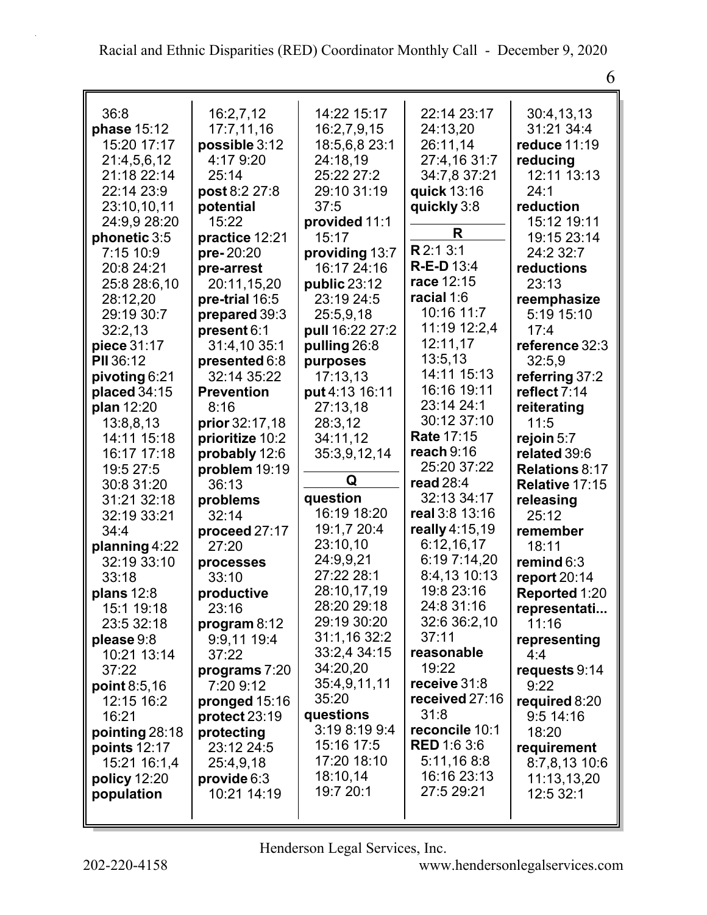36:8
**phase** 15:12
15:20 17:17
21:4,5,6,12
21:18 22:14
22:14 23:9
23:10,10,11
24:9,9 28:20
**phonetic** 3:5
7:15 10:9
20:8 24:21
25:8 28:6,10
28:12,20
29:19 30:7
32:2,13
**piece** 31:17
**PII** 36:12
**pivoting** 6:21
**placed** 34:15
**plan** 12:20
13:8,8,13
14:11 15:18
16:17 17:18
19:5 27:5
30:8 31:20
31:21 32:18
32:19 33:21
34:4
**planning** 4:22
32:19 33:10
33:18
**plans** 12:8
15:1 19:18
23:5 32:18
**please** 9:8
10:21 13:14
37:22
**point** 8:5,16
12:15 16:2
16:21
**pointing** 28:18
**points** 12:17
15:21 16:1,4
**policy** 12:20
**population**
16:2,7,12
17:7,11,16
**possible** 3:12
4:17 9:20
25:14
**post** 8:2 27:8
**potential**
15:22
**practice** 12:21
**pre-** 20:20
**pre-arrest**
20:11,15,20
**pre-trial** 16:5
**prepared** 39:3
**present** 6:1
31:4,10 35:1
**presented** 6:8
32:14 35:22
**Prevention**
8:16
**prior** 32:17,18
**prioritize** 10:2
**probably** 12:6
**problem** 19:19
36:13
**problems**
32:14
**proceed** 27:17
27:20
**processes**
33:10
**productive**
23:16
**program** 8:12
9:9,11 19:4
37:22
**programs** 7:20
7:20 9:12
**pronged** 15:16
**protect** 23:19
**protecting**
23:12 24:5
25:4,9,18
**provide** 6:3
10:21 14:19
14:22 15:17
16:2,7,9,15
18:5,6,8 23:1
24:18,19
25:22 27:2
29:10 31:19
37:5
**provided** 11:1
15:17
**providing** 13:7
16:17 24:16
**public** 23:12
23:19 24:5
25:5,9,18
**pull** 16:22 27:2
**pulling** 26:8
**purposes**
17:13,13
**put** 4:13 16:11
27:13,18
28:3,12
34:11,12
35:3,9,12,14

## Q

**question**
16:19 18:20
19:1,7 20:4
23:10,10
24:9,9,21
27:22 28:1
28:10,17,19
28:20 29:18
29:19 30:20
31:1,16 32:2
33:2,4 34:15
34:20,20
35:4,9,11,11
35:20
**questions**
3:19 8:19 9:4
15:16 17:5
17:20 18:10
18:10,14
19:7 20:1
22:14 23:17
24:13,20
26:11,14
27:4,16 31:7
34:7,8 37:21
**quick** 13:16
**quickly** 3:8

## R

**R** 2:1 3:1
**R-E-D** 13:4
**race** 12:15
**racial** 1:6
10:16 11:7
11:19 12:2,4
12:11,17
13:5,13
14:11 15:13
16:16 19:11
23:14 24:1
30:12 37:10
**Rate** 17:15
**reach** 9:16
25:20 37:22
**read** 28:4
32:13 34:17
**real** 3:8 13:16
**really** 4:15,19
6:12,16,17
6:19 7:14,20
8:4,13 10:13
19:8 23:16
24:8 31:16
32:6 36:2,10
37:11
**reasonable**
19:22
**receive** 31:8
**received** 27:16
31:8
**reconcile** 10:1
**RED** 1:6 3:6
5:11,16 8:8
16:16 23:13
27:5 29:21
30:4,13,13
31:21 34:4
**reduce** 11:19
**reducing**
12:11 13:13
24:1
**reduction**
15:12 19:11
19:15 23:14
24:2 32:7
**reductions**
23:13
**reemphasize**
5:19 15:10
17:4
**reference** 32:3
32:5,9
**referring** 37:2
**reflect** 7:14
**reiterating**
11:5
**rejoin** 5:7
**related** 39:6
**Relations** 8:17
**Relative** 17:15
**releasing**
25:12
**remember**
18:11
**remind** 6:3
**report** 20:14
**Reported** 1:20
**representati...**
11:16
**representing**
4:4
**requests** 9:14
9:22
**required** 8:20
9:5 14:16
18:20
**requirement**
8:7,8,13 10:6
11:13,13,20
12:5 32:1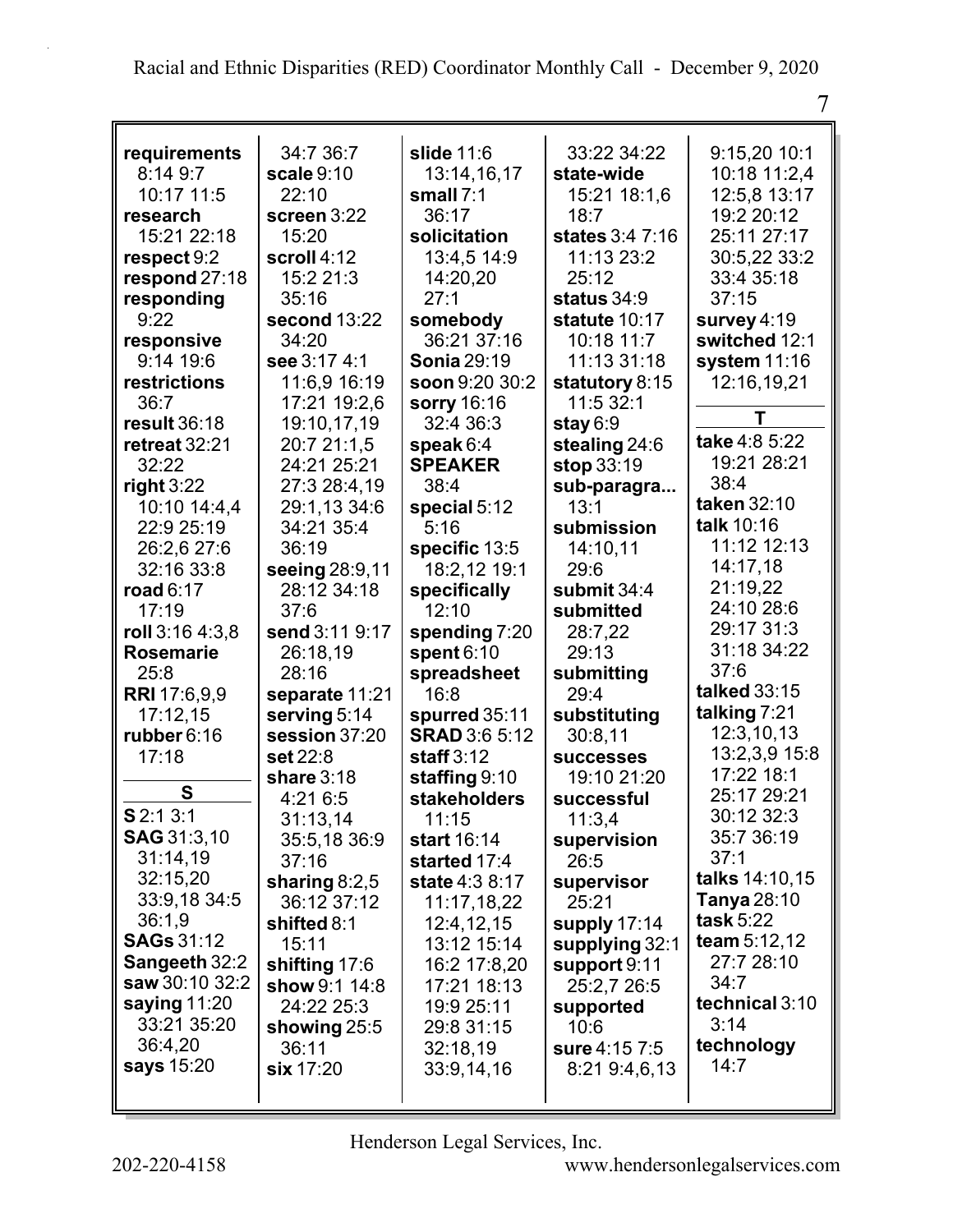**requirements** 8:14 9:7 10:17 11:5
**research** 15:21 22:18
**respect** 9:2
**respond** 27:18
**responding** 9:22
**responsive** 9:14 19:6
**restrictions** 36:7
**result** 36:18
**retreat** 32:21 32:22
**right** 3:22 10:10 14:4,4 22:9 25:19 26:2,6 27:6 32:16 33:8
**road** 6:17 17:19
**roll** 3:16 4:3,8
**Rosemarie** 25:8
**RRI** 17:6,9,9 17:12,15
**rubber** 6:16 17:18

**S**

**S** 2:1 3:1
**SAG** 31:3,10 31:14,19 32:15,20 33:9,18 34:5 36:1,9
**SAGs** 31:12
**Sangeeth** 32:2
**saw** 30:10 32:2
**saying** 11:20 33:21 35:20 36:4,20
**says** 15:20
34:7 36:7
**scale** 9:10 22:10
**screen** 3:22 15:20
**scroll** 4:12 15:2 21:3 35:16
**second** 13:22 34:20
**see** 3:17 4:1 11:6,9 16:19 17:21 19:2,6 19:10,17,19 20:7 21:1,5 24:21 25:21 27:3 28:4,19 29:1,13 34:6 34:21 35:4 36:19
**seeing** 28:9,11 28:12 34:18 37:6
**send** 3:11 9:17 26:18,19 28:16
**separate** 11:21
**serving** 5:14
**session** 37:20
**set** 22:8
**share** 3:18 4:21 6:5 31:13,14 35:5,18 36:9 37:16
**sharing** 8:2,5 36:12 37:12
**shifted** 8:1 15:11
**shifting** 17:6
**show** 9:1 14:8 24:22 25:3
**showing** 25:5 36:11
**six** 17:20
**slide** 11:6 13:14,16,17
**small** 7:1 36:17
**solicitation** 13:4,5 14:9 14:20,20 27:1
**somebody** 36:21 37:16
**Sonia** 29:19
**soon** 9:20 30:2
**sorry** 16:16 32:4 36:3
**speak** 6:4
**SPEAKER** 38:4
**special** 5:12 5:16
**specific** 13:5 18:2,12 19:1
**specifically** 12:10
**spending** 7:20
**spent** 6:10
**spreadsheet** 16:8
**spurred** 35:11
**SRAD** 3:6 5:12
**staff** 3:12
**staffing** 9:10
**stakeholders** 11:15
**start** 16:14
**started** 17:4
**state** 4:3 8:17 11:17,18,22 12:4,12,15 13:12 15:14 16:2 17:8,20 17:21 18:13 19:9 25:11 29:8 31:15 32:18,19 33:9,14,16
33:22 34:22
**state-wide** 15:21 18:1,6 18:7
**states** 3:4 7:16 11:13 23:2 25:12
**status** 34:9
**statute** 10:17 10:18 11:7 11:13 31:18
**statutory** 8:15 11:5 32:1
**stay** 6:9
**stealing** 24:6
**stop** 33:19
**sub-paragra...** 13:1
**submission** 14:10,11 29:6
**submit** 34:4
**submitted** 28:7,22 29:13
**submitting** 29:4
**substituting** 30:8,11
**successes** 19:10 21:20
**successful** 11:3,4
**supervision** 26:5
**supervisor** 25:21
**supply** 17:14
**supplying** 32:1
**support** 9:11 25:2,7 26:5
**supported** 10:6
**sure** 4:15 7:5 8:21 9:4,6,13
9:15,20 10:1 10:18 11:2,4 12:5,8 13:17 19:2 20:12 25:11 27:17 30:5,22 33:2 33:4 35:18 37:15
**survey** 4:19
**switched** 12:1
**system** 11:16 12:16,19,21

**T**

**take** 4:8 5:22 19:21 28:21 38:4
**taken** 32:10
**talk** 10:16 11:12 12:13 14:17,18 21:19,22 24:10 28:6 29:17 31:3 31:18 34:22 37:6
**talked** 33:15
**talking** 7:21 12:3,10,13 13:2,3,9 15:8 17:22 18:1 25:17 29:21 30:12 32:3 35:7 36:19 37:1
**talks** 14:10,15
**Tanya** 28:10
**task** 5:22
**team** 5:12,12 27:7 28:10 34:7
**technical** 3:10 3:14
**technology** 14:7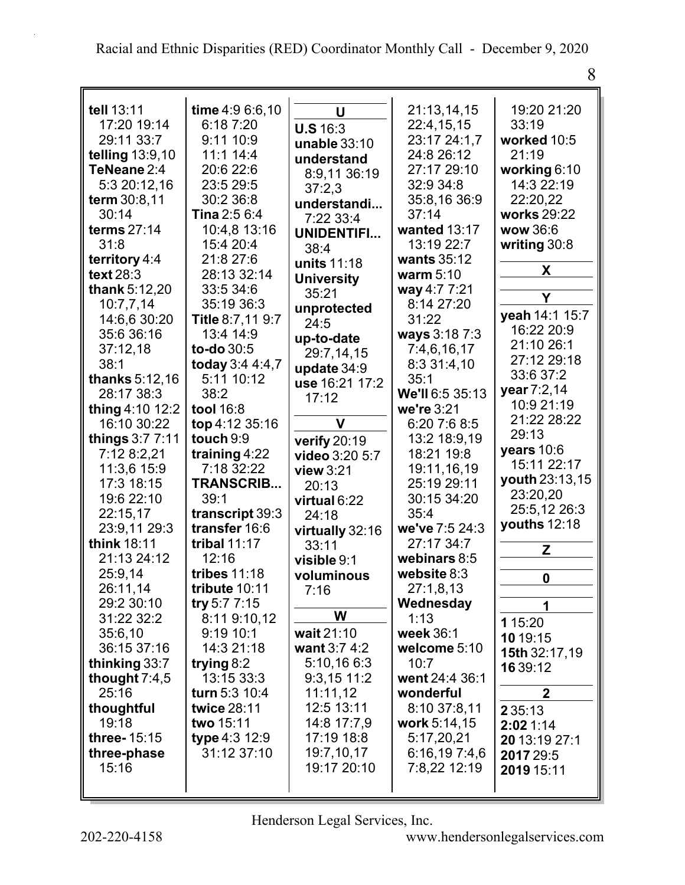**tell** 13:11 17:20 19:14 29:11 33:7
**telling** 13:9,10
**TeNeane** 2:4 5:3 20:12,16
**term** 30:8,11 30:14
**terms** 27:14 31:8
**territory** 4:4
**text** 28:3
**thank** 5:12,20 10:7,7,14 14:6,6 30:20 35:6 36:16 37:12,18 38:1
**thanks** 5:12,16 28:17 38:3
**thing** 4:10 12:2 16:10 30:22
**things** 3:7 7:11 7:12 8:2,21 11:3,6 15:9 17:3 18:15 19:6 22:10 22:15,17 23:9,11 29:3
**think** 18:11 21:13 24:12 25:9,14 26:11,14 29:2 30:10 31:22 32:2 35:6,10 36:15 37:16
**thinking** 33:7
**thought** 7:4,5 25:16
**thoughtful** 19:18
**three-** 15:15
**three-phase** 15:16

**time** 4:9 6:6,10 6:18 7:20 9:11 10:9 11:1 14:4 20:6 22:6 23:5 29:5 30:2 36:8
**Tina** 2:5 6:4 10:4,8 13:16 15:4 20:4 21:8 27:6 28:13 32:14 33:5 34:6 35:19 36:3
**Title** 8:7,11 9:7 13:4 14:9
**to-do** 30:5
**today** 3:4 4:4,7 5:11 10:12 38:2
**tool** 16:8
**top** 4:12 35:16
**touch** 9:9
**training** 4:22 7:18 32:22
**TRANSCRIB...** 39:1
**transcript** 39:3
**transfer** 16:6
**tribal** 11:17 12:16
**tribes** 11:18
**tribute** 10:11
**try** 5:7 7:15 8:11 9:10,12 9:19 10:1 14:3 21:18
**trying** 8:2 13:15 33:3
**turn** 5:3 10:4
**twice** 28:11
**two** 15:11
**type** 4:3 12:9 31:12 37:10

**U**

**U.S** 16:3
**unable** 33:10
**understand** 8:9,11 36:19 37:2,3
**understandi...** 7:22 33:4
**UNIDENTIFI...** 38:4
**units** 11:18
**University** 35:21
**unprotected** 24:5
**up-to-date** 29:7,14,15
**update** 34:9
**use** 16:21 17:2 17:12

**V**

**verify** 20:19
**video** 3:20 5:7
**view** 3:21 20:13
**virtual** 6:22 24:18
**virtually** 32:16 33:11
**visible** 9:1
**voluminous** 7:16

**W**

**wait** 21:10
**want** 3:7 4:2 5:10,16 6:3 9:3,15 11:2 11:11,12 12:5 13:11 14:8 17:7,9 17:19 18:8 19:7,10,17 19:17 20:10 21:13,14,15 22:4,15,15 23:17 24:1,7 24:8 26:12 27:17 29:10 32:9 34:8 35:8,16 36:9 37:14
**wanted** 13:17 13:19 22:7
**wants** 35:12
**warm** 5:10
**way** 4:7 7:21 8:14 27:20 31:22
**ways** 3:18 7:3 7:4,6,16,17 8:3 31:4,10 35:1
**We'll** 6:5 35:13
**we're** 3:21 6:20 7:6 8:5 13:2 18:9,19 18:21 19:8 19:11,16,19 25:19 29:11 30:15 34:20 35:4
**we've** 7:5 24:3 27:17 34:7
**webinars** 8:5
**website** 8:3 27:1,8,13
**Wednesday** 1:13
**week** 36:1
**welcome** 5:10 10:7
**went** 24:4 36:1
**wonderful** 8:10 37:8,11
**work** 5:14,15 5:17,20,21 6:16,19 7:4,6 7:8,22 12:19 19:20 21:20 33:19
**worked** 10:5 21:19
**working** 6:10 14:3 22:19 22:20,22
**works** 29:22
**wow** 36:6
**writing** 30:8

**X**

**Y**

**yeah** 14:1 15:7 16:22 20:9 21:10 26:1 27:12 29:18 33:6 37:2
**year** 7:2,14 10:9 21:19 21:22 28:22 29:13
**years** 10:6 15:11 22:17
**youth** 23:13,15 23:20,20 25:5,12 26:3
**youths** 12:18

**Z**

**0**

**1**

**1** 15:20
**10** 19:15
**15th** 32:17,19
**16** 39:12

**2**

**2** 35:13
**2:02** 1:14
**20** 13:19 27:1
**2017** 29:5
**2019** 15:11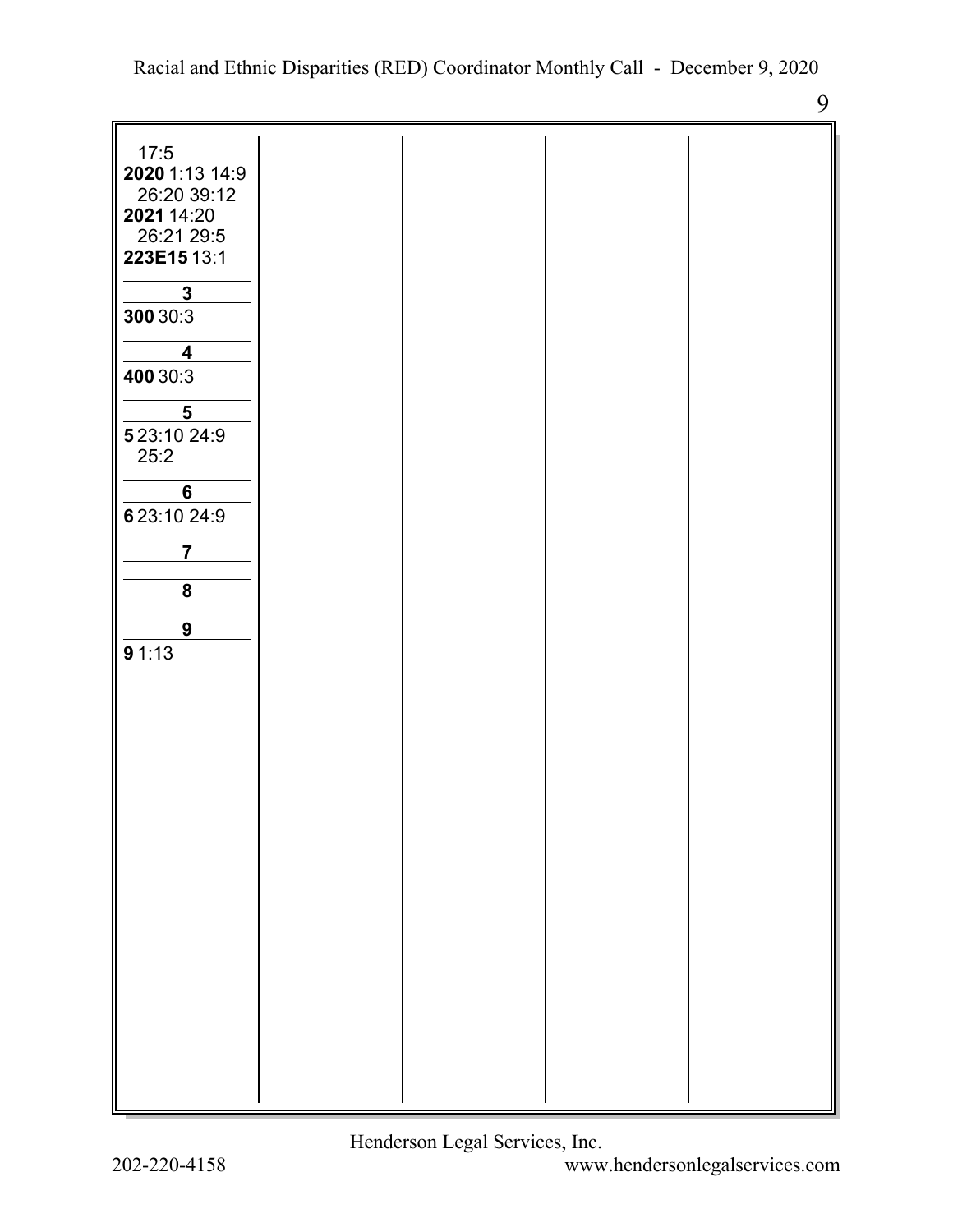17:5
**2020** 1:13 14:9
26:20 39:12
**2021** 14:20
26:21 29:5
**223E15** 13:1

**3**

**300** 30:3

**4**

**400** 30:3

**5**

**5** 23:10 24:9
25:2

**6**

**6** 23:10 24:9

**7**

**8**

**9**

**9** 1:13